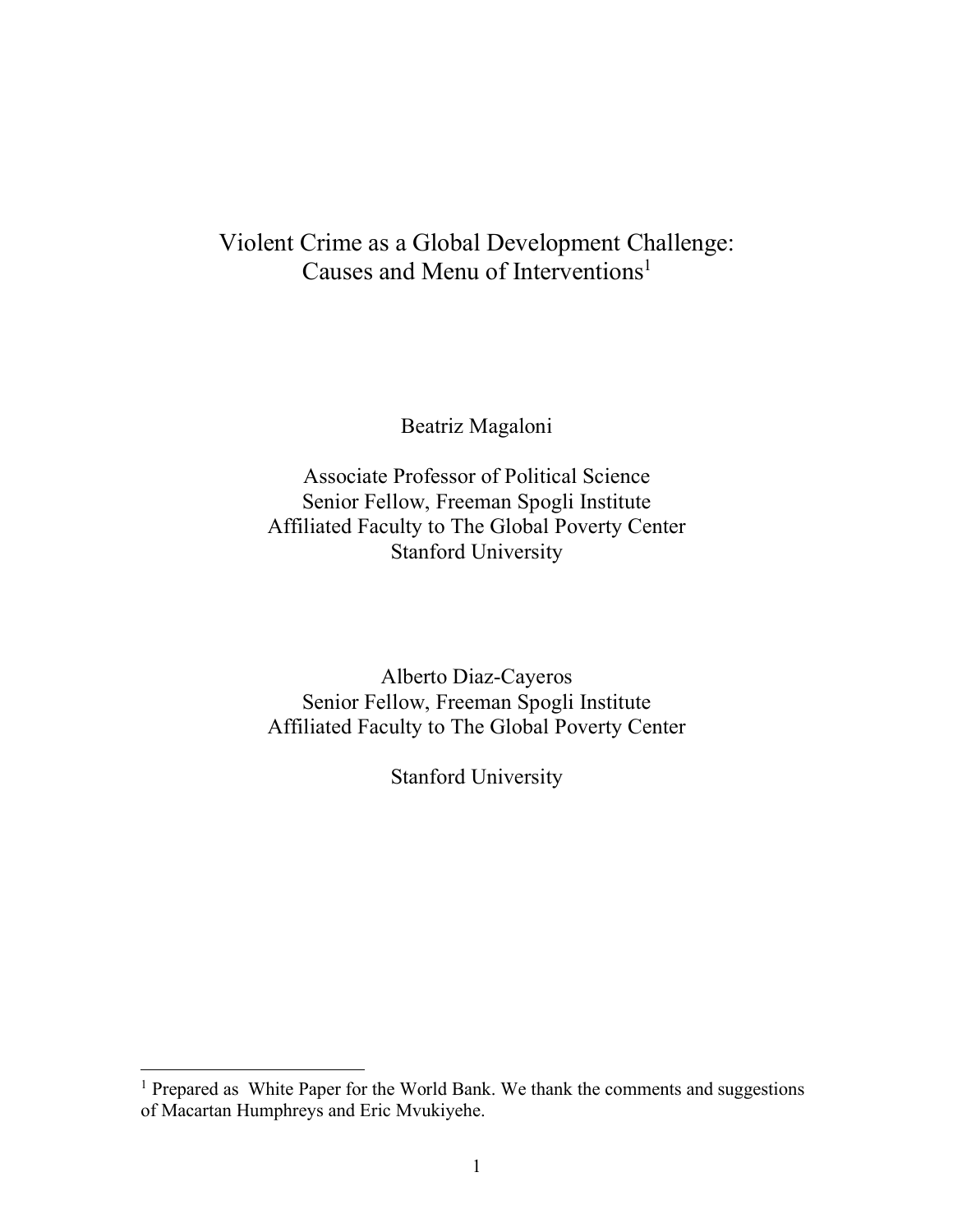# Violent Crime as a Global Development Challenge: Causes and Menu of Interventions[1]

Beatriz Magaloni

Associate Professor of Political Science
Senior Fellow, Freeman Spogli Institute
Affiliated Faculty to The Global Poverty Center
Stanford University

Alberto Diaz-Cayeros
Senior Fellow, Freeman Spogli Institute
Affiliated Faculty to The Global Poverty Center

Stanford University

---

[1] Prepared as White Paper for the World Bank. We thank the comments and suggestions of Macartan Humphreys and Eric Mvukiyehe.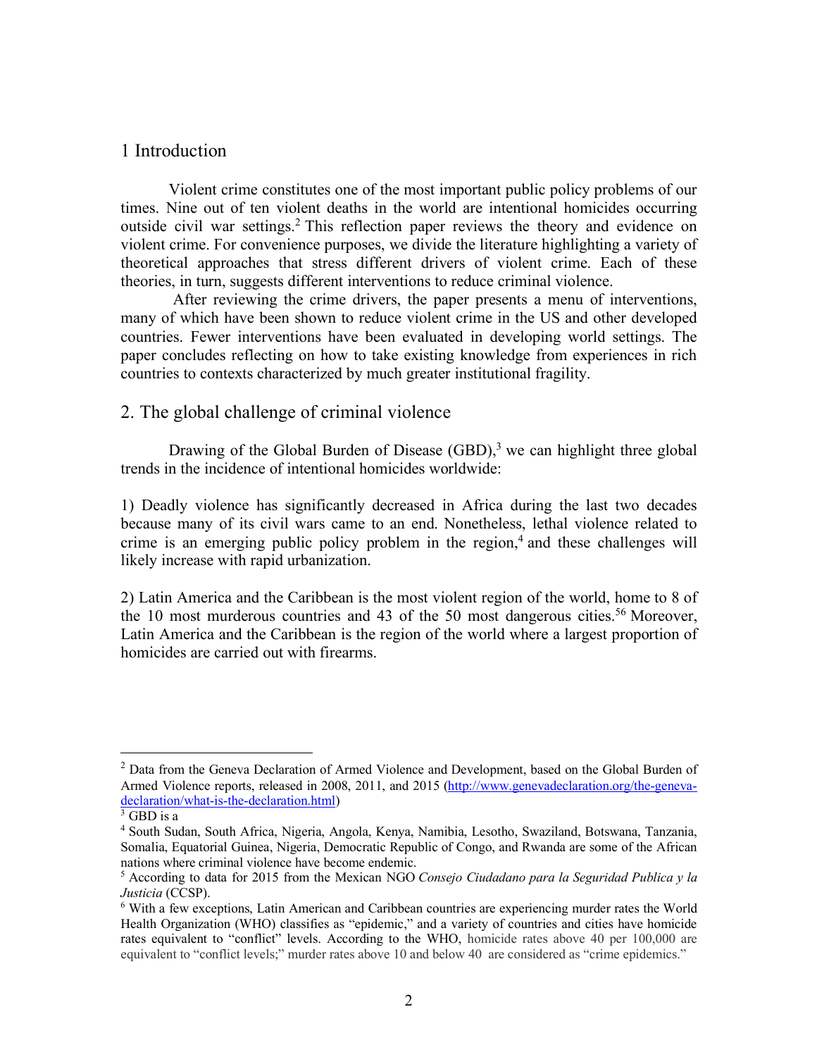## 1 Introduction

Violent crime constitutes one of the most important public policy problems of our times. Nine out of ten violent deaths in the world are intentional homicides occurring outside civil war settings.[2] This reflection paper reviews the theory and evidence on violent crime. For convenience purposes, we divide the literature highlighting a variety of theoretical approaches that stress different drivers of violent crime. Each of these theories, in turn, suggests different interventions to reduce criminal violence.

After reviewing the crime drivers, the paper presents a menu of interventions, many of which have been shown to reduce violent crime in the US and other developed countries. Fewer interventions have been evaluated in developing world settings. The paper concludes reflecting on how to take existing knowledge from experiences in rich countries to contexts characterized by much greater institutional fragility.

## 2. The global challenge of criminal violence

Drawing of the Global Burden of Disease (GBD),[3] we can highlight three global trends in the incidence of intentional homicides worldwide:

1) Deadly violence has significantly decreased in Africa during the last two decades because many of its civil wars came to an end. Nonetheless, lethal violence related to crime is an emerging public policy problem in the region,[4] and these challenges will likely increase with rapid urbanization.

2) Latin America and the Caribbean is the most violent region of the world, home to 8 of the 10 most murderous countries and 43 of the 50 most dangerous cities.[5][6] Moreover, Latin America and the Caribbean is the region of the world where a largest proportion of homicides are carried out with firearms.

---

[2] Data from the Geneva Declaration of Armed Violence and Development, based on the Global Burden of Armed Violence reports, released in 2008, 2011, and 2015 (http://www.genevadeclaration.org/the-geneva-declaration/what-is-the-declaration.html)

[3] GBD is a

[4] South Sudan, South Africa, Nigeria, Angola, Kenya, Namibia, Lesotho, Swaziland, Botswana, Tanzania, Somalia, Equatorial Guinea, Nigeria, Democratic Republic of Congo, and Rwanda are some of the African nations where criminal violence have become endemic.

[5] According to data for 2015 from the Mexican NGO *Consejo Ciudadano para la Seguridad Publica y la Justicia* (CCSP).

[6] With a few exceptions, Latin American and Caribbean countries are experiencing murder rates the World Health Organization (WHO) classifies as "epidemic," and a variety of countries and cities have homicide rates equivalent to "conflict" levels. According to the WHO, homicide rates above 40 per 100,000 are equivalent to "conflict levels;" murder rates above 10 and below 40 are considered as "crime epidemics."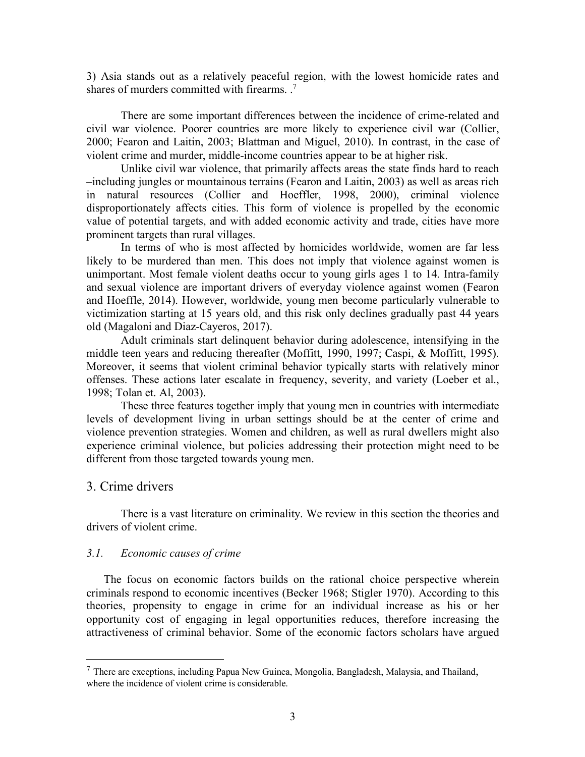3) Asia stands out as a relatively peaceful region, with the lowest homicide rates and shares of murders committed with firearms. .[7]

There are some important differences between the incidence of crime-related and civil war violence. Poorer countries are more likely to experience civil war (Collier, 2000; Fearon and Laitin, 2003; Blattman and Miguel, 2010). In contrast, in the case of violent crime and murder, middle-income countries appear to be at higher risk.

Unlike civil war violence, that primarily affects areas the state finds hard to reach –including jungles or mountainous terrains (Fearon and Laitin, 2003) as well as areas rich in natural resources (Collier and Hoeffler, 1998, 2000), criminal violence disproportionately affects cities. This form of violence is propelled by the economic value of potential targets, and with added economic activity and trade, cities have more prominent targets than rural villages.

In terms of who is most affected by homicides worldwide, women are far less likely to be murdered than men. This does not imply that violence against women is unimportant. Most female violent deaths occur to young girls ages 1 to 14. Intra-family and sexual violence are important drivers of everyday violence against women (Fearon and Hoeffle, 2014). However, worldwide, young men become particularly vulnerable to victimization starting at 15 years old, and this risk only declines gradually past 44 years old (Magaloni and Diaz-Cayeros, 2017).

Adult criminals start delinquent behavior during adolescence, intensifying in the middle teen years and reducing thereafter (Moffitt, 1990, 1997; Caspi, & Moffitt, 1995). Moreover, it seems that violent criminal behavior typically starts with relatively minor offenses. These actions later escalate in frequency, severity, and variety (Loeber et al., 1998; Tolan et. Al, 2003).

These three features together imply that young men in countries with intermediate levels of development living in urban settings should be at the center of crime and violence prevention strategies. Women and children, as well as rural dwellers might also experience criminal violence, but policies addressing their protection might need to be different from those targeted towards young men.

## 3. Crime drivers

There is a vast literature on criminality. We review in this section the theories and drivers of violent crime.

### *3.1. Economic causes of crime*

The focus on economic factors builds on the rational choice perspective wherein criminals respond to economic incentives (Becker 1968; Stigler 1970). According to this theories, propensity to engage in crime for an individual increase as his or her opportunity cost of engaging in legal opportunities reduces, therefore increasing the attractiveness of criminal behavior. Some of the economic factors scholars have argued

---

[7] There are exceptions, including Papua New Guinea, Mongolia, Bangladesh, Malaysia, and Thailand, where the incidence of violent crime is considerable.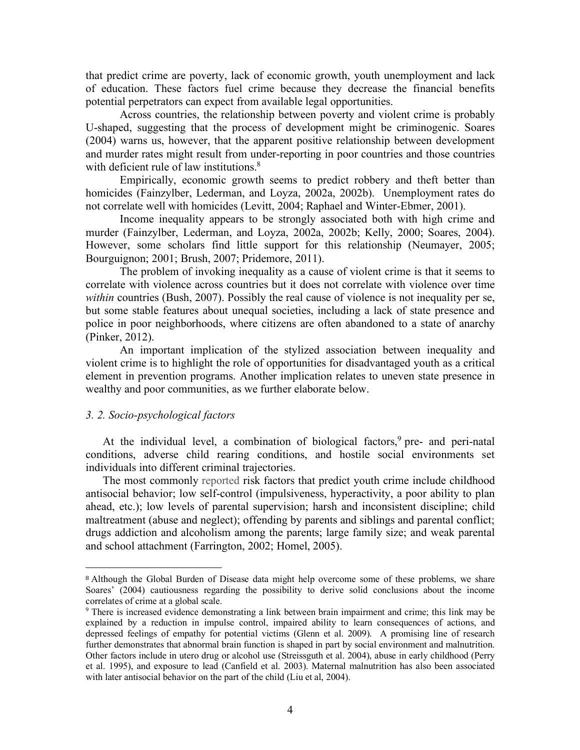that predict crime are poverty, lack of economic growth, youth unemployment and lack of education. These factors fuel crime because they decrease the financial benefits potential perpetrators can expect from available legal opportunities.

Across countries, the relationship between poverty and violent crime is probably U-shaped, suggesting that the process of development might be criminogenic. Soares (2004) warns us, however, that the apparent positive relationship between development and murder rates might result from under-reporting in poor countries and those countries with deficient rule of law institutions.[8]

Empirically, economic growth seems to predict robbery and theft better than homicides (Fainzylber, Lederman, and Loyza, 2002a, 2002b). Unemployment rates do not correlate well with homicides (Levitt, 2004; Raphael and Winter-Ebmer, 2001).

Income inequality appears to be strongly associated both with high crime and murder (Fainzylber, Lederman, and Loyza, 2002a, 2002b; Kelly, 2000; Soares, 2004). However, some scholars find little support for this relationship (Neumayer, 2005; Bourguignon; 2001; Brush, 2007; Pridemore, 2011).

The problem of invoking inequality as a cause of violent crime is that it seems to correlate with violence across countries but it does not correlate with violence over time *within* countries (Bush, 2007). Possibly the real cause of violence is not inequality per se, but some stable features about unequal societies, including a lack of state presence and police in poor neighborhoods, where citizens are often abandoned to a state of anarchy (Pinker, 2012).

An important implication of the stylized association between inequality and violent crime is to highlight the role of opportunities for disadvantaged youth as a critical element in prevention programs. Another implication relates to uneven state presence in wealthy and poor communities, as we further elaborate below.

### *3. 2. Socio-psychological factors*

At the individual level, a combination of biological factors,[9] pre- and peri-natal conditions, adverse child rearing conditions, and hostile social environments set individuals into different criminal trajectories.

The most commonly reported risk factors that predict youth crime include childhood antisocial behavior; low self-control (impulsiveness, hyperactivity, a poor ability to plan ahead, etc.); low levels of parental supervision; harsh and inconsistent discipline; child maltreatment (abuse and neglect); offending by parents and siblings and parental conflict; drugs addiction and alcoholism among the parents; large family size; and weak parental and school attachment (Farrington, 2002; Homel, 2005).

---

[8] Although the Global Burden of Disease data might help overcome some of these problems, we share Soares' (2004) cautiousness regarding the possibility to derive solid conclusions about the income correlates of crime at a global scale.

[9] There is increased evidence demonstrating a link between brain impairment and crime; this link may be explained by a reduction in impulse control, impaired ability to learn consequences of actions, and depressed feelings of empathy for potential victims (Glenn et al. 2009). A promising line of research further demonstrates that abnormal brain function is shaped in part by social environment and malnutrition. Other factors include in utero drug or alcohol use (Streissguth et al. 2004), abuse in early childhood (Perry et al. 1995), and exposure to lead (Canfield et al. 2003). Maternal malnutrition has also been associated with later antisocial behavior on the part of the child (Liu et al, 2004).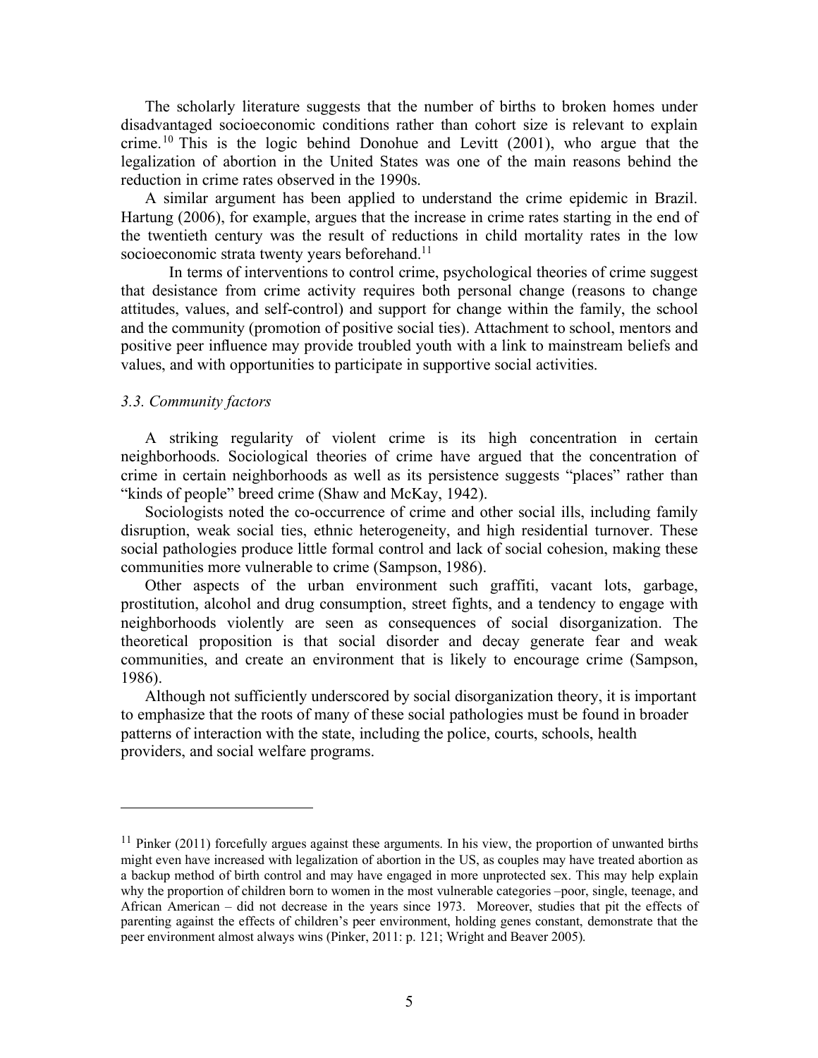The scholarly literature suggests that the number of births to broken homes under disadvantaged socioeconomic conditions rather than cohort size is relevant to explain crime.[10] This is the logic behind Donohue and Levitt (2001), who argue that the legalization of abortion in the United States was one of the main reasons behind the reduction in crime rates observed in the 1990s.

A similar argument has been applied to understand the crime epidemic in Brazil. Hartung (2006), for example, argues that the increase in crime rates starting in the end of the twentieth century was the result of reductions in child mortality rates in the low socioeconomic strata twenty years beforehand.[11]

In terms of interventions to control crime, psychological theories of crime suggest that desistance from crime activity requires both personal change (reasons to change attitudes, values, and self-control) and support for change within the family, the school and the community (promotion of positive social ties). Attachment to school, mentors and positive peer influence may provide troubled youth with a link to mainstream beliefs and values, and with opportunities to participate in supportive social activities.

### *3.3. Community factors*

A striking regularity of violent crime is its high concentration in certain neighborhoods. Sociological theories of crime have argued that the concentration of crime in certain neighborhoods as well as its persistence suggests "places" rather than "kinds of people" breed crime (Shaw and McKay, 1942).

Sociologists noted the co-occurrence of crime and other social ills, including family disruption, weak social ties, ethnic heterogeneity, and high residential turnover. These social pathologies produce little formal control and lack of social cohesion, making these communities more vulnerable to crime (Sampson, 1986).

Other aspects of the urban environment such graffiti, vacant lots, garbage, prostitution, alcohol and drug consumption, street fights, and a tendency to engage with neighborhoods violently are seen as consequences of social disorganization. The theoretical proposition is that social disorder and decay generate fear and weak communities, and create an environment that is likely to encourage crime (Sampson, 1986).

Although not sufficiently underscored by social disorganization theory, it is important to emphasize that the roots of many of these social pathologies must be found in broader patterns of interaction with the state, including the police, courts, schools, health providers, and social welfare programs.

---

[11] Pinker (2011) forcefully argues against these arguments. In his view, the proportion of unwanted births might even have increased with legalization of abortion in the US, as couples may have treated abortion as a backup method of birth control and may have engaged in more unprotected sex. This may help explain why the proportion of children born to women in the most vulnerable categories –poor, single, teenage, and African American – did not decrease in the years since 1973. Moreover, studies that pit the effects of parenting against the effects of children's peer environment, holding genes constant, demonstrate that the peer environment almost always wins (Pinker, 2011: p. 121; Wright and Beaver 2005).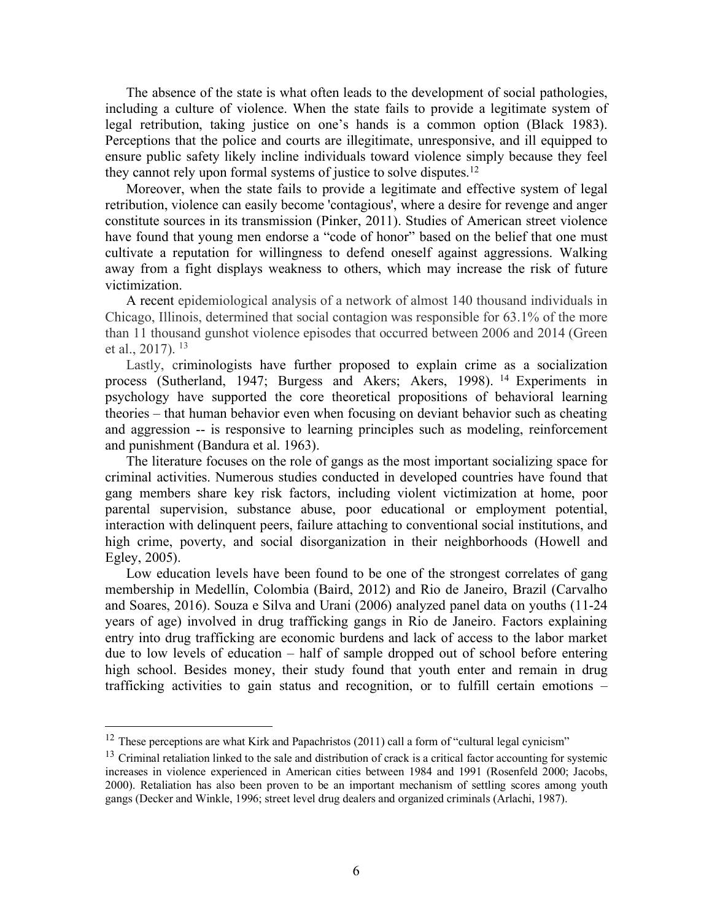The absence of the state is what often leads to the development of social pathologies, including a culture of violence. When the state fails to provide a legitimate system of legal retribution, taking justice on one's hands is a common option (Black 1983). Perceptions that the police and courts are illegitimate, unresponsive, and ill equipped to ensure public safety likely incline individuals toward violence simply because they feel they cannot rely upon formal systems of justice to solve disputes.[12]

Moreover, when the state fails to provide a legitimate and effective system of legal retribution, violence can easily become 'contagious', where a desire for revenge and anger constitute sources in its transmission (Pinker, 2011). Studies of American street violence have found that young men endorse a "code of honor" based on the belief that one must cultivate a reputation for willingness to defend oneself against aggressions. Walking away from a fight displays weakness to others, which may increase the risk of future victimization.

A recent epidemiological analysis of a network of almost 140 thousand individuals in Chicago, Illinois, determined that social contagion was responsible for 63.1% of the more than 11 thousand gunshot violence episodes that occurred between 2006 and 2014 (Green et al., 2017). [13]

Lastly, criminologists have further proposed to explain crime as a socialization process (Sutherland, 1947; Burgess and Akers; Akers, 1998). [14] Experiments in psychology have supported the core theoretical propositions of behavioral learning theories – that human behavior even when focusing on deviant behavior such as cheating and aggression -- is responsive to learning principles such as modeling, reinforcement and punishment (Bandura et al. 1963).

The literature focuses on the role of gangs as the most important socializing space for criminal activities. Numerous studies conducted in developed countries have found that gang members share key risk factors, including violent victimization at home, poor parental supervision, substance abuse, poor educational or employment potential, interaction with delinquent peers, failure attaching to conventional social institutions, and high crime, poverty, and social disorganization in their neighborhoods (Howell and Egley, 2005).

Low education levels have been found to be one of the strongest correlates of gang membership in Medellín, Colombia (Baird, 2012) and Rio de Janeiro, Brazil (Carvalho and Soares, 2016). Souza e Silva and Urani (2006) analyzed panel data on youths (11-24 years of age) involved in drug trafficking gangs in Rio de Janeiro. Factors explaining entry into drug trafficking are economic burdens and lack of access to the labor market due to low levels of education – half of sample dropped out of school before entering high school. Besides money, their study found that youth enter and remain in drug trafficking activities to gain status and recognition, or to fulfill certain emotions –

---

[12] These perceptions are what Kirk and Papachristos (2011) call a form of "cultural legal cynicism"

[13] Criminal retaliation linked to the sale and distribution of crack is a critical factor accounting for systemic increases in violence experienced in American cities between 1984 and 1991 (Rosenfeld 2000; Jacobs, 2000). Retaliation has also been proven to be an important mechanism of settling scores among youth gangs (Decker and Winkle, 1996; street level drug dealers and organized criminals (Arlachi, 1987).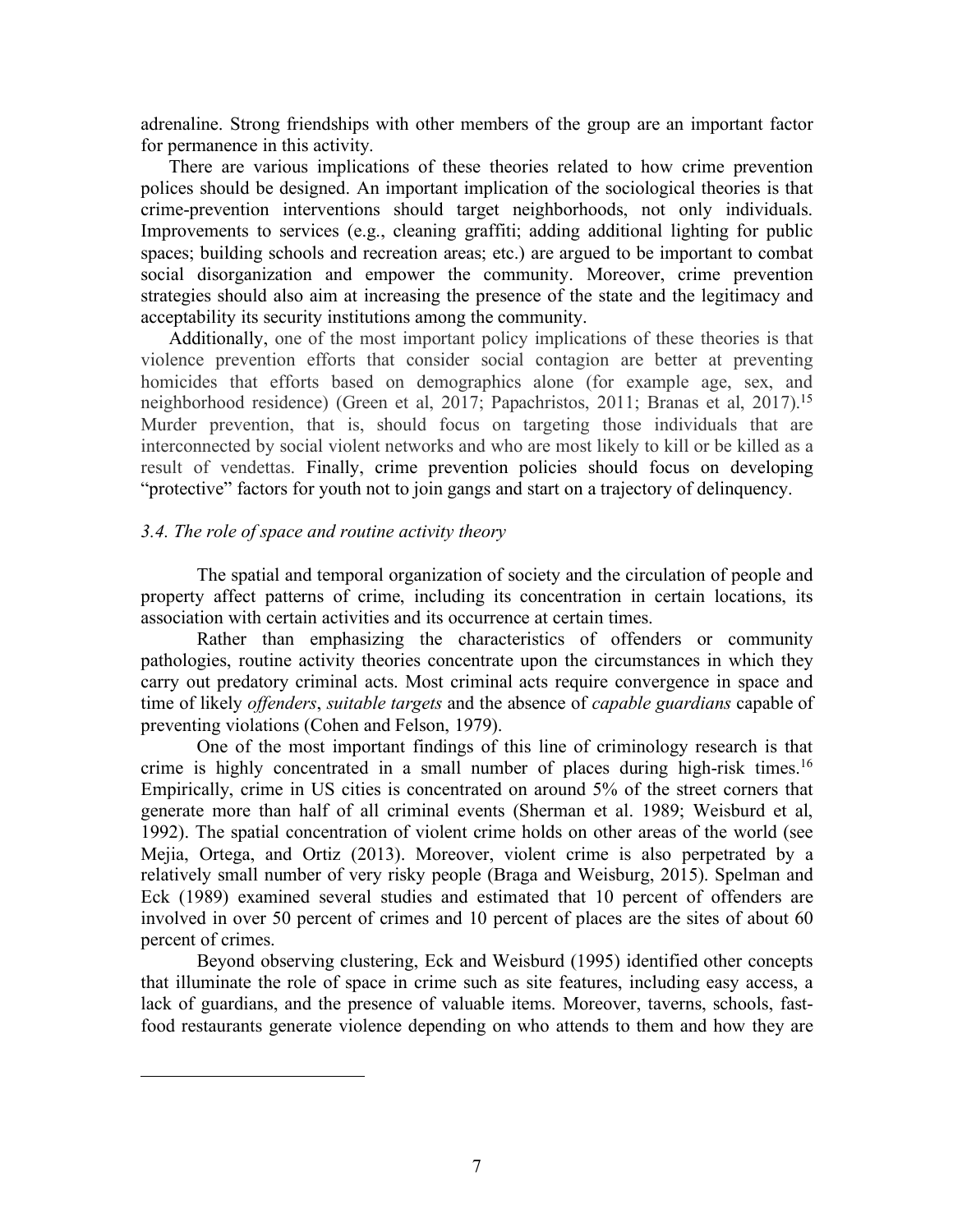adrenaline. Strong friendships with other members of the group are an important factor for permanence in this activity.

There are various implications of these theories related to how crime prevention polices should be designed. An important implication of the sociological theories is that crime-prevention interventions should target neighborhoods, not only individuals. Improvements to services (e.g., cleaning graffiti; adding additional lighting for public spaces; building schools and recreation areas; etc.) are argued to be important to combat social disorganization and empower the community. Moreover, crime prevention strategies should also aim at increasing the presence of the state and the legitimacy and acceptability its security institutions among the community.

Additionally, one of the most important policy implications of these theories is that violence prevention efforts that consider social contagion are better at preventing homicides that efforts based on demographics alone (for example age, sex, and neighborhood residence) (Green et al, 2017; Papachristos, 2011; Branas et al, 2017).[15] Murder prevention, that is, should focus on targeting those individuals that are interconnected by social violent networks and who are most likely to kill or be killed as a result of vendettas. Finally, crime prevention policies should focus on developing "protective" factors for youth not to join gangs and start on a trajectory of delinquency.

### *3.4. The role of space and routine activity theory*

The spatial and temporal organization of society and the circulation of people and property affect patterns of crime, including its concentration in certain locations, its association with certain activities and its occurrence at certain times.

Rather than emphasizing the characteristics of offenders or community pathologies, routine activity theories concentrate upon the circumstances in which they carry out predatory criminal acts. Most criminal acts require convergence in space and time of likely *offenders*, *suitable targets* and the absence of *capable guardians* capable of preventing violations (Cohen and Felson, 1979).

One of the most important findings of this line of criminology research is that crime is highly concentrated in a small number of places during high-risk times.[16] Empirically, crime in US cities is concentrated on around 5% of the street corners that generate more than half of all criminal events (Sherman et al. 1989; Weisburd et al, 1992). The spatial concentration of violent crime holds on other areas of the world (see Mejia, Ortega, and Ortiz (2013). Moreover, violent crime is also perpetrated by a relatively small number of very risky people (Braga and Weisburg, 2015). Spelman and Eck (1989) examined several studies and estimated that 10 percent of offenders are involved in over 50 percent of crimes and 10 percent of places are the sites of about 60 percent of crimes.

Beyond observing clustering, Eck and Weisburd (1995) identified other concepts that illuminate the role of space in crime such as site features, including easy access, a lack of guardians, and the presence of valuable items. Moreover, taverns, schools, fast-food restaurants generate violence depending on who attends to them and how they are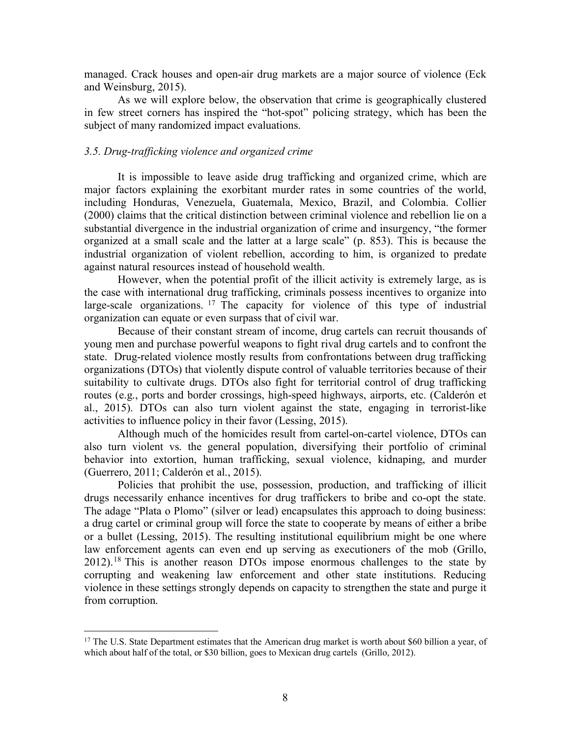managed. Crack houses and open-air drug markets are a major source of violence (Eck and Weinsburg, 2015).

As we will explore below, the observation that crime is geographically clustered in few street corners has inspired the "hot-spot" policing strategy, which has been the subject of many randomized impact evaluations.

### *3.5. Drug-trafficking violence and organized crime*

It is impossible to leave aside drug trafficking and organized crime, which are major factors explaining the exorbitant murder rates in some countries of the world, including Honduras, Venezuela, Guatemala, Mexico, Brazil, and Colombia. Collier (2000) claims that the critical distinction between criminal violence and rebellion lie on a substantial divergence in the industrial organization of crime and insurgency, "the former organized at a small scale and the latter at a large scale" (p. 853). This is because the industrial organization of violent rebellion, according to him, is organized to predate against natural resources instead of household wealth.

However, when the potential profit of the illicit activity is extremely large, as is the case with international drug trafficking, criminals possess incentives to organize into large-scale organizations. [17] The capacity for violence of this type of industrial organization can equate or even surpass that of civil war.

Because of their constant stream of income, drug cartels can recruit thousands of young men and purchase powerful weapons to fight rival drug cartels and to confront the state. Drug-related violence mostly results from confrontations between drug trafficking organizations (DTOs) that violently dispute control of valuable territories because of their suitability to cultivate drugs. DTOs also fight for territorial control of drug trafficking routes (e.g., ports and border crossings, high-speed highways, airports, etc. (Calderón et al., 2015). DTOs can also turn violent against the state, engaging in terrorist-like activities to influence policy in their favor (Lessing, 2015).

Although much of the homicides result from cartel-on-cartel violence, DTOs can also turn violent vs. the general population, diversifying their portfolio of criminal behavior into extortion, human trafficking, sexual violence, kidnaping, and murder (Guerrero, 2011; Calderón et al., 2015).

Policies that prohibit the use, possession, production, and trafficking of illicit drugs necessarily enhance incentives for drug traffickers to bribe and co-opt the state. The adage "Plata o Plomo" (silver or lead) encapsulates this approach to doing business: a drug cartel or criminal group will force the state to cooperate by means of either a bribe or a bullet (Lessing, 2015). The resulting institutional equilibrium might be one where law enforcement agents can even end up serving as executioners of the mob (Grillo, 2012).[18] This is another reason DTOs impose enormous challenges to the state by corrupting and weakening law enforcement and other state institutions. Reducing violence in these settings strongly depends on capacity to strengthen the state and purge it from corruption.

---

[17] The U.S. State Department estimates that the American drug market is worth about $60 billion a year, of which about half of the total, or $30 billion, goes to Mexican drug cartels (Grillo, 2012).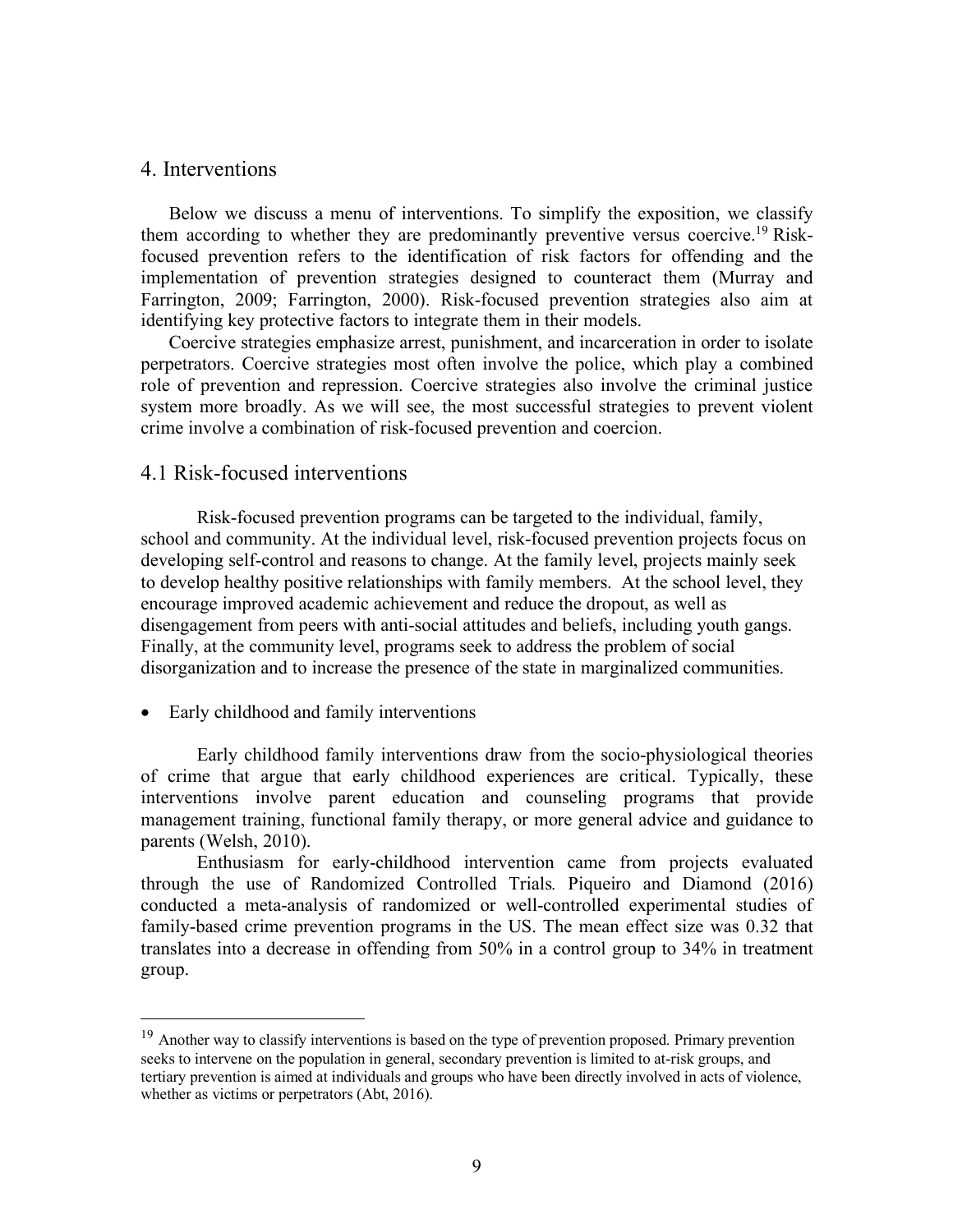## 4. Interventions

Below we discuss a menu of interventions. To simplify the exposition, we classify them according to whether they are predominantly preventive versus coercive.[19] Risk-focused prevention refers to the identification of risk factors for offending and the implementation of prevention strategies designed to counteract them (Murray and Farrington, 2009; Farrington, 2000). Risk-focused prevention strategies also aim at identifying key protective factors to integrate them in their models.

Coercive strategies emphasize arrest, punishment, and incarceration in order to isolate perpetrators. Coercive strategies most often involve the police, which play a combined role of prevention and repression. Coercive strategies also involve the criminal justice system more broadly. As we will see, the most successful strategies to prevent violent crime involve a combination of risk-focused prevention and coercion.

### 4.1 Risk-focused interventions

Risk-focused prevention programs can be targeted to the individual, family, school and community. At the individual level, risk-focused prevention projects focus on developing self-control and reasons to change. At the family level, projects mainly seek to develop healthy positive relationships with family members. At the school level, they encourage improved academic achievement and reduce the dropout, as well as disengagement from peers with anti-social attitudes and beliefs, including youth gangs. Finally, at the community level, programs seek to address the problem of social disorganization and to increase the presence of the state in marginalized communities.

- Early childhood and family interventions

Early childhood family interventions draw from the socio-physiological theories of crime that argue that early childhood experiences are critical. Typically, these interventions involve parent education and counseling programs that provide management training, functional family therapy, or more general advice and guidance to parents (Welsh, 2010).

Enthusiasm for early-childhood intervention came from projects evaluated through the use of Randomized Controlled Trials*.* Piqueiro and Diamond (2016) conducted a meta-analysis of randomized or well-controlled experimental studies of family-based crime prevention programs in the US. The mean effect size was 0.32 that translates into a decrease in offending from 50% in a control group to 34% in treatment group.

---

[19] Another way to classify interventions is based on the type of prevention proposed. Primary prevention seeks to intervene on the population in general, secondary prevention is limited to at-risk groups, and tertiary prevention is aimed at individuals and groups who have been directly involved in acts of violence, whether as victims or perpetrators (Abt, 2016).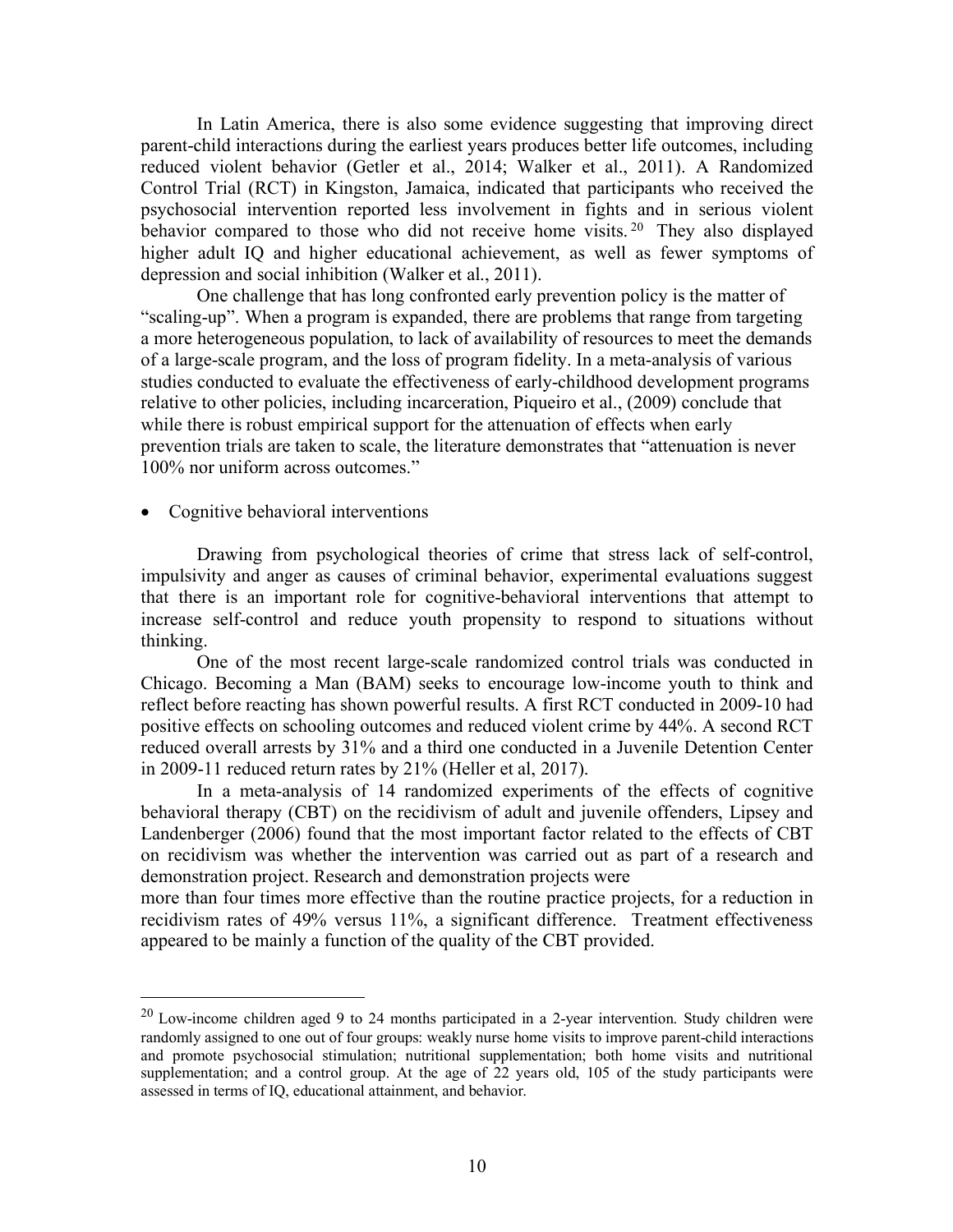In Latin America, there is also some evidence suggesting that improving direct parent-child interactions during the earliest years produces better life outcomes, including reduced violent behavior (Getler et al., 2014; Walker et al., 2011). A Randomized Control Trial (RCT) in Kingston, Jamaica, indicated that participants who received the psychosocial intervention reported less involvement in fights and in serious violent behavior compared to those who did not receive home visits.[20] They also displayed higher adult IQ and higher educational achievement, as well as fewer symptoms of depression and social inhibition (Walker et al., 2011).

One challenge that has long confronted early prevention policy is the matter of "scaling-up". When a program is expanded, there are problems that range from targeting a more heterogeneous population, to lack of availability of resources to meet the demands of a large-scale program, and the loss of program fidelity. In a meta-analysis of various studies conducted to evaluate the effectiveness of early-childhood development programs relative to other policies, including incarceration, Piqueiro et al., (2009) conclude that while there is robust empirical support for the attenuation of effects when early prevention trials are taken to scale, the literature demonstrates that "attenuation is never 100% nor uniform across outcomes."

- Cognitive behavioral interventions

Drawing from psychological theories of crime that stress lack of self-control, impulsivity and anger as causes of criminal behavior, experimental evaluations suggest that there is an important role for cognitive-behavioral interventions that attempt to increase self-control and reduce youth propensity to respond to situations without thinking.

One of the most recent large-scale randomized control trials was conducted in Chicago. Becoming a Man (BAM) seeks to encourage low-income youth to think and reflect before reacting has shown powerful results. A first RCT conducted in 2009-10 had positive effects on schooling outcomes and reduced violent crime by 44%. A second RCT reduced overall arrests by 31% and a third one conducted in a Juvenile Detention Center in 2009-11 reduced return rates by 21% (Heller et al, 2017).

In a meta-analysis of 14 randomized experiments of the effects of cognitive behavioral therapy (CBT) on the recidivism of adult and juvenile offenders, Lipsey and Landenberger (2006) found that the most important factor related to the effects of CBT on recidivism was whether the intervention was carried out as part of a research and demonstration project. Research and demonstration projects were more than four times more effective than the routine practice projects, for a reduction in recidivism rates of 49% versus 11%, a significant difference. Treatment effectiveness appeared to be mainly a function of the quality of the CBT provided.

[20] Low-income children aged 9 to 24 months participated in a 2-year intervention. Study children were randomly assigned to one out of four groups: weakly nurse home visits to improve parent-child interactions and promote psychosocial stimulation; nutritional supplementation; both home visits and nutritional supplementation; and a control group. At the age of 22 years old, 105 of the study participants were assessed in terms of IQ, educational attainment, and behavior.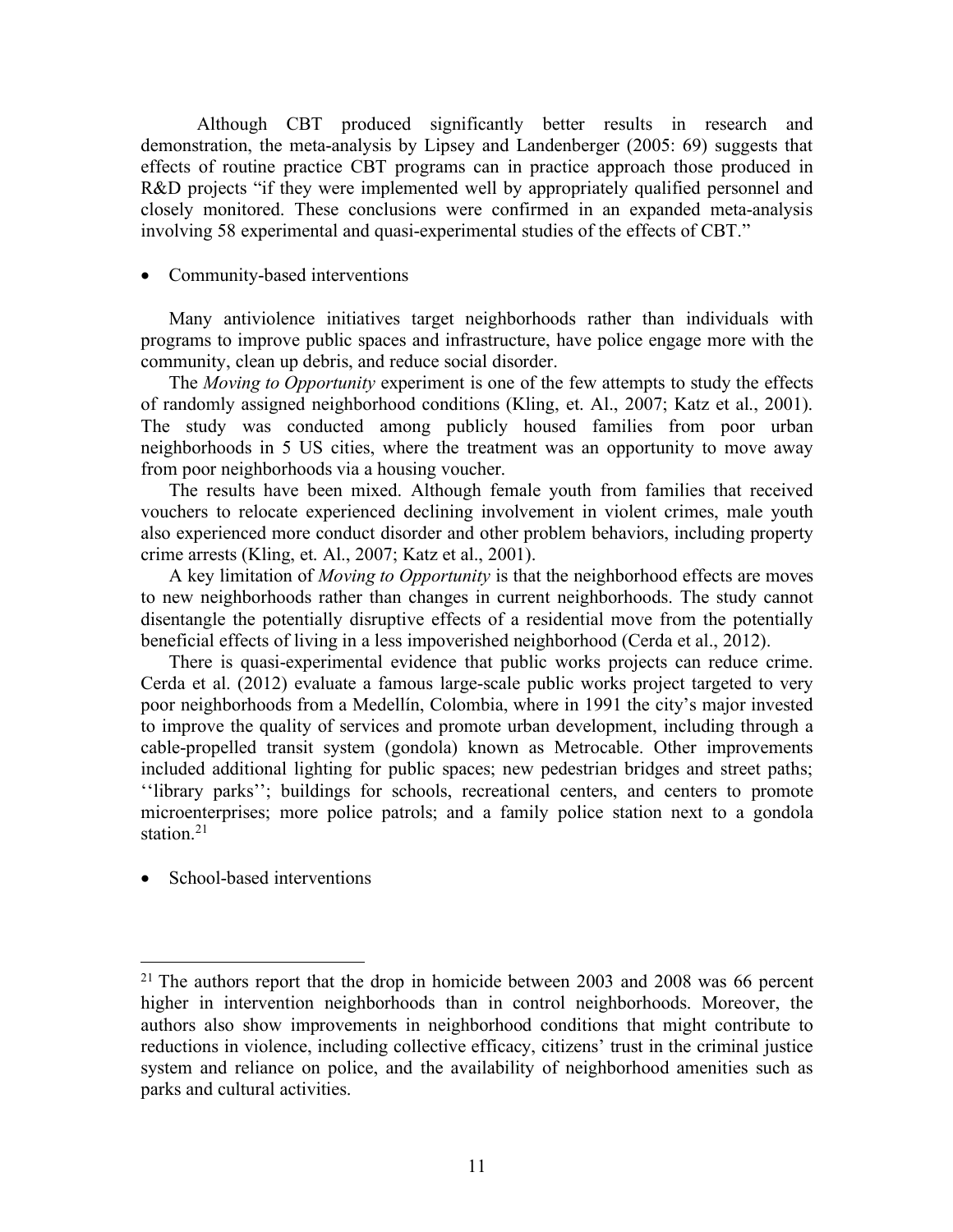Although CBT produced significantly better results in research and demonstration, the meta-analysis by Lipsey and Landenberger (2005: 69) suggests that effects of routine practice CBT programs can in practice approach those produced in R&D projects "if they were implemented well by appropriately qualified personnel and closely monitored. These conclusions were confirmed in an expanded meta-analysis involving 58 experimental and quasi-experimental studies of the effects of CBT."

- Community-based interventions

Many antiviolence initiatives target neighborhoods rather than individuals with programs to improve public spaces and infrastructure, have police engage more with the community, clean up debris, and reduce social disorder.

The *Moving to Opportunity* experiment is one of the few attempts to study the effects of randomly assigned neighborhood conditions (Kling, et. Al., 2007; Katz et al., 2001). The study was conducted among publicly housed families from poor urban neighborhoods in 5 US cities, where the treatment was an opportunity to move away from poor neighborhoods via a housing voucher.

The results have been mixed. Although female youth from families that received vouchers to relocate experienced declining involvement in violent crimes, male youth also experienced more conduct disorder and other problem behaviors, including property crime arrests (Kling, et. Al., 2007; Katz et al., 2001).

A key limitation of *Moving to Opportunity* is that the neighborhood effects are moves to new neighborhoods rather than changes in current neighborhoods. The study cannot disentangle the potentially disruptive effects of a residential move from the potentially beneficial effects of living in a less impoverished neighborhood (Cerda et al., 2012).

There is quasi-experimental evidence that public works projects can reduce crime. Cerda et al. (2012) evaluate a famous large-scale public works project targeted to very poor neighborhoods from a Medellín, Colombia, where in 1991 the city's major invested to improve the quality of services and promote urban development, including through a cable-propelled transit system (gondola) known as Metrocable. Other improvements included additional lighting for public spaces; new pedestrian bridges and street paths; ''library parks''; buildings for schools, recreational centers, and centers to promote microenterprises; more police patrols; and a family police station next to a gondola station.[21]

- School-based interventions

---

[21] The authors report that the drop in homicide between 2003 and 2008 was 66 percent higher in intervention neighborhoods than in control neighborhoods. Moreover, the authors also show improvements in neighborhood conditions that might contribute to reductions in violence, including collective efficacy, citizens' trust in the criminal justice system and reliance on police, and the availability of neighborhood amenities such as parks and cultural activities.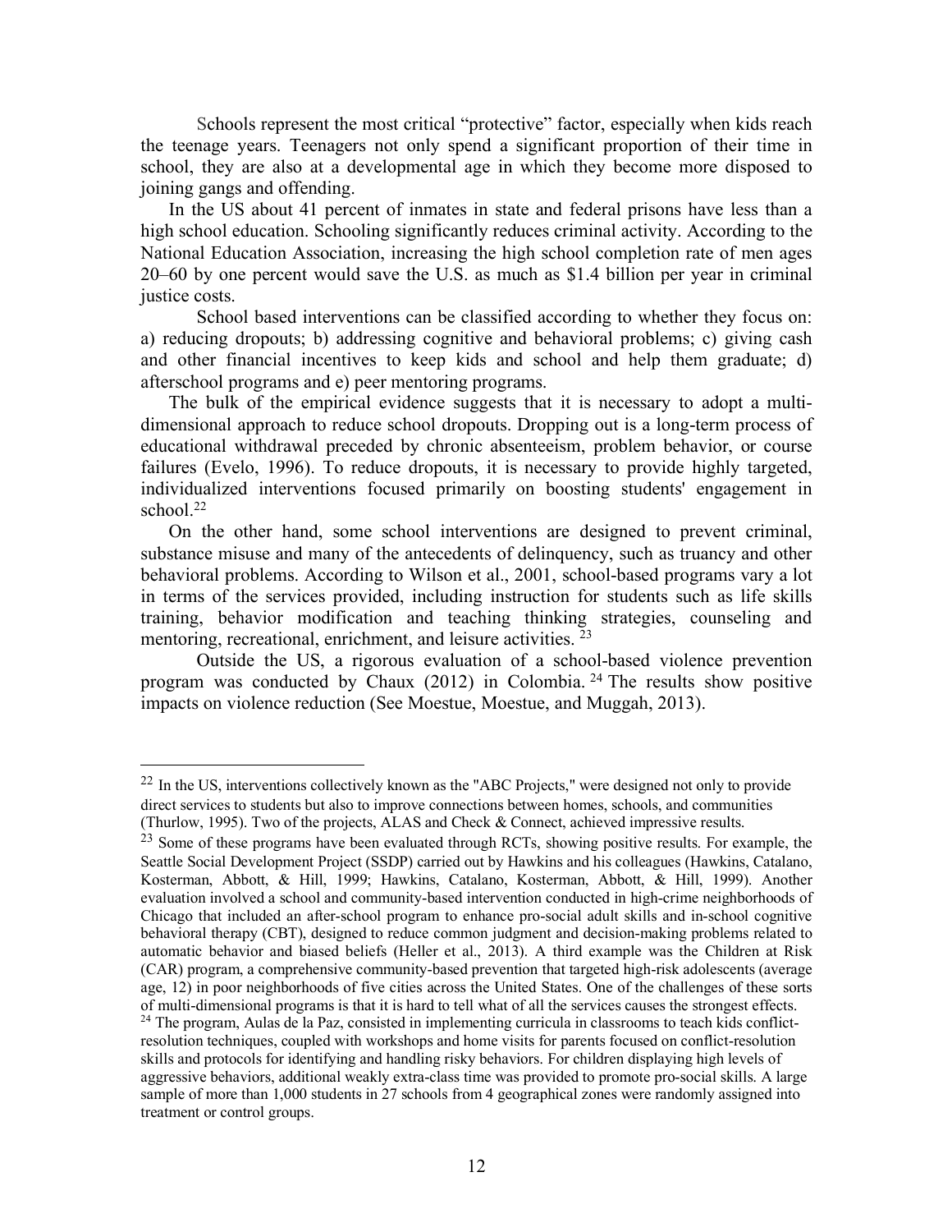Schools represent the most critical "protective" factor, especially when kids reach the teenage years. Teenagers not only spend a significant proportion of their time in school, they are also at a developmental age in which they become more disposed to joining gangs and offending.

In the US about 41 percent of inmates in state and federal prisons have less than a high school education. Schooling significantly reduces criminal activity. According to the National Education Association, increasing the high school completion rate of men ages 20–60 by one percent would save the U.S. as much as $1.4 billion per year in criminal justice costs.

School based interventions can be classified according to whether they focus on: a) reducing dropouts; b) addressing cognitive and behavioral problems; c) giving cash and other financial incentives to keep kids and school and help them graduate; d) afterschool programs and e) peer mentoring programs.

The bulk of the empirical evidence suggests that it is necessary to adopt a multi-dimensional approach to reduce school dropouts. Dropping out is a long-term process of educational withdrawal preceded by chronic absenteeism, problem behavior, or course failures (Evelo, 1996). To reduce dropouts, it is necessary to provide highly targeted, individualized interventions focused primarily on boosting students' engagement in school.[22]

On the other hand, some school interventions are designed to prevent criminal, substance misuse and many of the antecedents of delinquency, such as truancy and other behavioral problems. According to Wilson et al., 2001, school-based programs vary a lot in terms of the services provided, including instruction for students such as life skills training, behavior modification and teaching thinking strategies, counseling and mentoring, recreational, enrichment, and leisure activities. [23]

Outside the US, a rigorous evaluation of a school-based violence prevention program was conducted by Chaux (2012) in Colombia. [24] The results show positive impacts on violence reduction (See Moestue, Moestue, and Muggah, 2013).

---

[22] In the US, interventions collectively known as the "ABC Projects," were designed not only to provide direct services to students but also to improve connections between homes, schools, and communities (Thurlow, 1995). Two of the projects, ALAS and Check & Connect, achieved impressive results.

[23] Some of these programs have been evaluated through RCTs, showing positive results. For example, the Seattle Social Development Project (SSDP) carried out by Hawkins and his colleagues (Hawkins, Catalano, Kosterman, Abbott, & Hill, 1999; Hawkins, Catalano, Kosterman, Abbott, & Hill, 1999). Another evaluation involved a school and community-based intervention conducted in high-crime neighborhoods of Chicago that included an after-school program to enhance pro-social adult skills and in-school cognitive behavioral therapy (CBT), designed to reduce common judgment and decision-making problems related to automatic behavior and biased beliefs (Heller et al., 2013). A third example was the Children at Risk (CAR) program, a comprehensive community-based prevention that targeted high-risk adolescents (average age, 12) in poor neighborhoods of five cities across the United States. One of the challenges of these sorts of multi-dimensional programs is that it is hard to tell what of all the services causes the strongest effects.

[24] The program, Aulas de la Paz, consisted in implementing curricula in classrooms to teach kids conflict-resolution techniques, coupled with workshops and home visits for parents focused on conflict-resolution skills and protocols for identifying and handling risky behaviors. For children displaying high levels of aggressive behaviors, additional weakly extra-class time was provided to promote pro-social skills. A large sample of more than 1,000 students in 27 schools from 4 geographical zones were randomly assigned into treatment or control groups.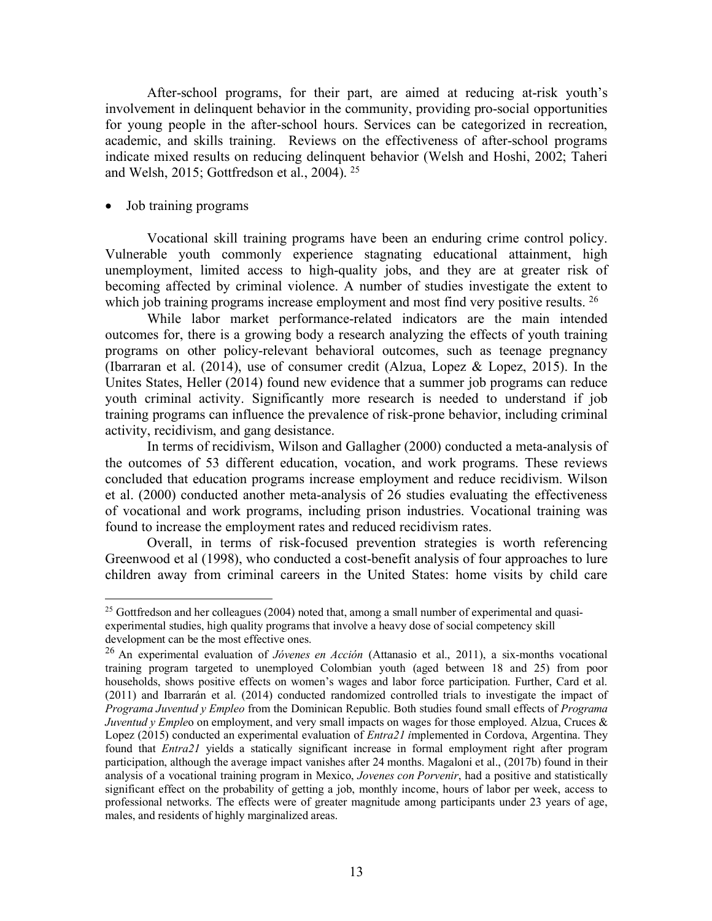After-school programs, for their part, are aimed at reducing at-risk youth's involvement in delinquent behavior in the community, providing pro-social opportunities for young people in the after-school hours. Services can be categorized in recreation, academic, and skills training. Reviews on the effectiveness of after-school programs indicate mixed results on reducing delinquent behavior (Welsh and Hoshi, 2002; Taheri and Welsh, 2015; Gottfredson et al., 2004). [25]

- Job training programs

Vocational skill training programs have been an enduring crime control policy. Vulnerable youth commonly experience stagnating educational attainment, high unemployment, limited access to high-quality jobs, and they are at greater risk of becoming affected by criminal violence. A number of studies investigate the extent to which job training programs increase employment and most find very positive results. [26]

While labor market performance-related indicators are the main intended outcomes for, there is a growing body a research analyzing the effects of youth training programs on other policy-relevant behavioral outcomes, such as teenage pregnancy (Ibarraran et al. (2014), use of consumer credit (Alzua, Lopez & Lopez, 2015). In the Unites States, Heller (2014) found new evidence that a summer job programs can reduce youth criminal activity. Significantly more research is needed to understand if job training programs can influence the prevalence of risk-prone behavior, including criminal activity, recidivism, and gang desistance.

In terms of recidivism, Wilson and Gallagher (2000) conducted a meta-analysis of the outcomes of 53 different education, vocation, and work programs. These reviews concluded that education programs increase employment and reduce recidivism. Wilson et al. (2000) conducted another meta-analysis of 26 studies evaluating the effectiveness of vocational and work programs, including prison industries. Vocational training was found to increase the employment rates and reduced recidivism rates.

Overall, in terms of risk-focused prevention strategies is worth referencing Greenwood et al (1998), who conducted a cost-benefit analysis of four approaches to lure children away from criminal careers in the United States: home visits by child care

---

[25] Gottfredson and her colleagues (2004) noted that, among a small number of experimental and quasi-experimental studies, high quality programs that involve a heavy dose of social competency skill development can be the most effective ones.

[26] An experimental evaluation of *Jóvenes en Acción* (Attanasio et al., 2011), a six-months vocational training program targeted to unemployed Colombian youth (aged between 18 and 25) from poor households, shows positive effects on women's wages and labor force participation. Further, Card et al. (2011) and Ibarrarán et al. (2014) conducted randomized controlled trials to investigate the impact of *Programa Juventud y Empleo* from the Dominican Republic. Both studies found small effects of *Programa Juventud y Empleo* on employment, and very small impacts on wages for those employed. Alzua, Cruces & Lopez (2015) conducted an experimental evaluation of *Entra21* implemented in Cordova, Argentina. They found that *Entra21* yields a statically significant increase in formal employment right after program participation, although the average impact vanishes after 24 months. Magaloni et al., (2017b) found in their analysis of a vocational training program in Mexico, *Jovenes con Porvenir*, had a positive and statistically significant effect on the probability of getting a job, monthly income, hours of labor per week, access to professional networks. The effects were of greater magnitude among participants under 23 years of age, males, and residents of highly marginalized areas.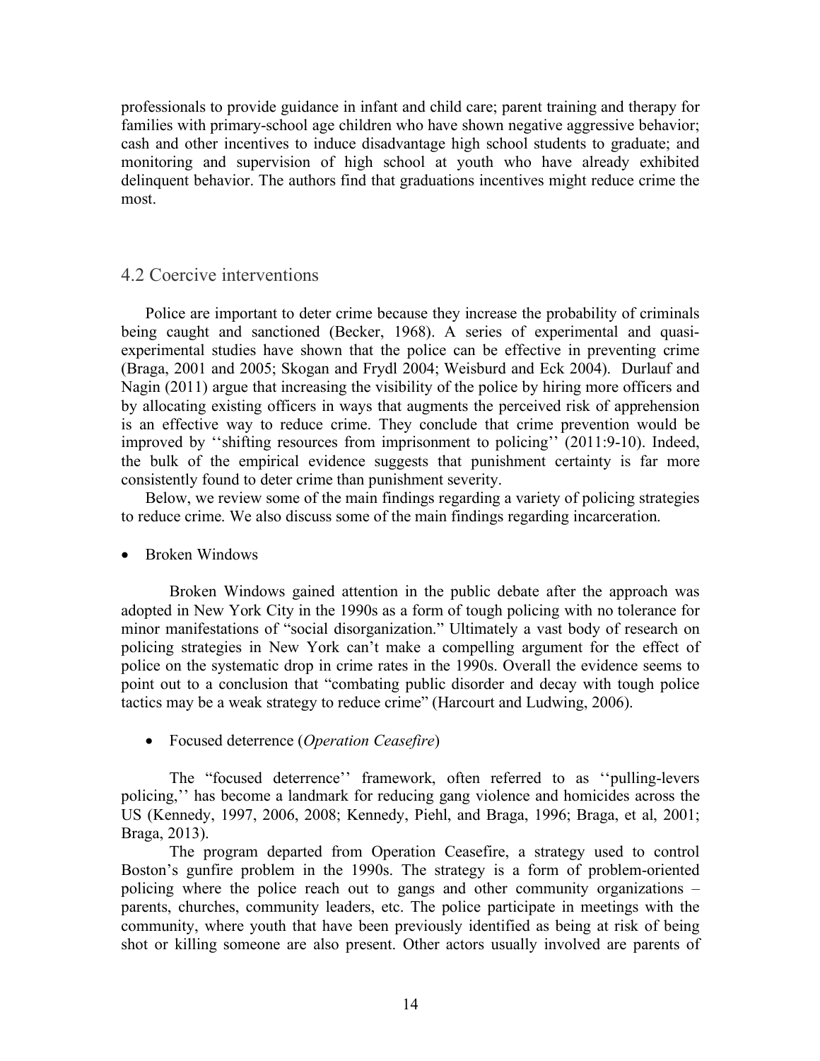professionals to provide guidance in infant and child care; parent training and therapy for families with primary-school age children who have shown negative aggressive behavior; cash and other incentives to induce disadvantage high school students to graduate; and monitoring and supervision of high school at youth who have already exhibited delinquent behavior. The authors find that graduations incentives might reduce crime the most.

## 4.2 Coercive interventions

Police are important to deter crime because they increase the probability of criminals being caught and sanctioned (Becker, 1968). A series of experimental and quasi-experimental studies have shown that the police can be effective in preventing crime (Braga, 2001 and 2005; Skogan and Frydl 2004; Weisburd and Eck 2004). Durlauf and Nagin (2011) argue that increasing the visibility of the police by hiring more officers and by allocating existing officers in ways that augments the perceived risk of apprehension is an effective way to reduce crime. They conclude that crime prevention would be improved by ''shifting resources from imprisonment to policing'' (2011:9-10). Indeed, the bulk of the empirical evidence suggests that punishment certainty is far more consistently found to deter crime than punishment severity.

Below, we review some of the main findings regarding a variety of policing strategies to reduce crime. We also discuss some of the main findings regarding incarceration.

- Broken Windows

Broken Windows gained attention in the public debate after the approach was adopted in New York City in the 1990s as a form of tough policing with no tolerance for minor manifestations of "social disorganization." Ultimately a vast body of research on policing strategies in New York can't make a compelling argument for the effect of police on the systematic drop in crime rates in the 1990s. Overall the evidence seems to point out to a conclusion that "combating public disorder and decay with tough police tactics may be a weak strategy to reduce crime" (Harcourt and Ludwing, 2006).

- Focused deterrence (*Operation Ceasefire*)

The "focused deterrence'' framework, often referred to as ''pulling-levers policing,'' has become a landmark for reducing gang violence and homicides across the US (Kennedy, 1997, 2006, 2008; Kennedy, Piehl, and Braga, 1996; Braga, et al, 2001; Braga, 2013).

The program departed from Operation Ceasefire, a strategy used to control Boston's gunfire problem in the 1990s. The strategy is a form of problem-oriented policing where the police reach out to gangs and other community organizations – parents, churches, community leaders, etc. The police participate in meetings with the community, where youth that have been previously identified as being at risk of being shot or killing someone are also present. Other actors usually involved are parents of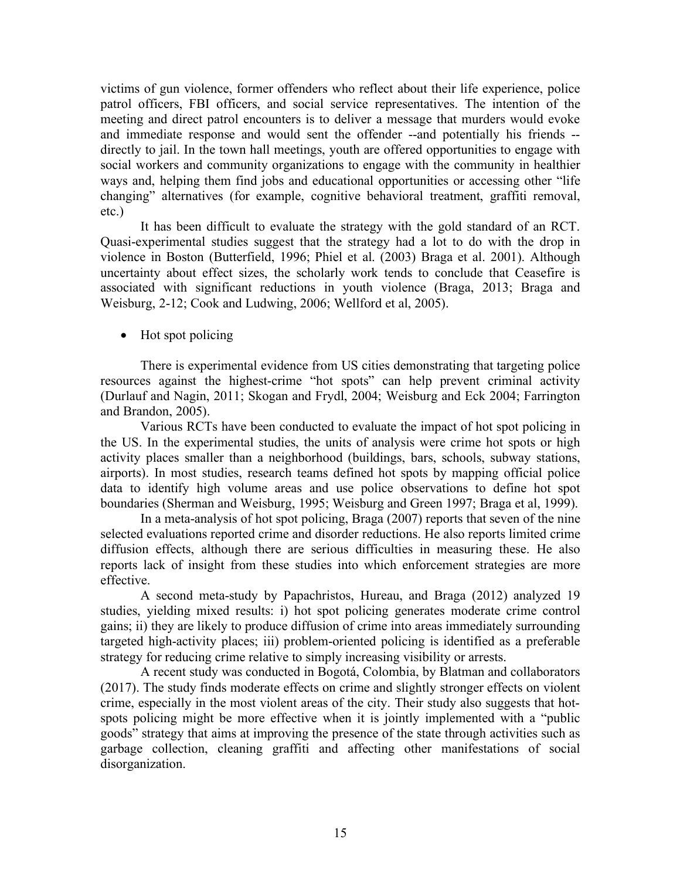victims of gun violence, former offenders who reflect about their life experience, police patrol officers, FBI officers, and social service representatives. The intention of the meeting and direct patrol encounters is to deliver a message that murders would evoke and immediate response and would sent the offender --and potentially his friends -- directly to jail. In the town hall meetings, youth are offered opportunities to engage with social workers and community organizations to engage with the community in healthier ways and, helping them find jobs and educational opportunities or accessing other "life changing" alternatives (for example, cognitive behavioral treatment, graffiti removal, etc.)

It has been difficult to evaluate the strategy with the gold standard of an RCT. Quasi-experimental studies suggest that the strategy had a lot to do with the drop in violence in Boston (Butterfield, 1996; Phiel et al. (2003) Braga et al. 2001). Although uncertainty about effect sizes, the scholarly work tends to conclude that Ceasefire is associated with significant reductions in youth violence (Braga, 2013; Braga and Weisburg, 2-12; Cook and Ludwing, 2006; Wellford et al, 2005).

- Hot spot policing

There is experimental evidence from US cities demonstrating that targeting police resources against the highest-crime "hot spots" can help prevent criminal activity (Durlauf and Nagin, 2011; Skogan and Frydl, 2004; Weisburg and Eck 2004; Farrington and Brandon, 2005).

Various RCTs have been conducted to evaluate the impact of hot spot policing in the US. In the experimental studies, the units of analysis were crime hot spots or high activity places smaller than a neighborhood (buildings, bars, schools, subway stations, airports). In most studies, research teams defined hot spots by mapping official police data to identify high volume areas and use police observations to define hot spot boundaries (Sherman and Weisburg, 1995; Weisburg and Green 1997; Braga et al, 1999).

In a meta-analysis of hot spot policing, Braga (2007) reports that seven of the nine selected evaluations reported crime and disorder reductions. He also reports limited crime diffusion effects, although there are serious difficulties in measuring these. He also reports lack of insight from these studies into which enforcement strategies are more effective.

A second meta-study by Papachristos, Hureau, and Braga (2012) analyzed 19 studies, yielding mixed results: i) hot spot policing generates moderate crime control gains; ii) they are likely to produce diffusion of crime into areas immediately surrounding targeted high-activity places; iii) problem-oriented policing is identified as a preferable strategy for reducing crime relative to simply increasing visibility or arrests.

A recent study was conducted in Bogotá, Colombia, by Blatman and collaborators (2017). The study finds moderate effects on crime and slightly stronger effects on violent crime, especially in the most violent areas of the city. Their study also suggests that hot-spots policing might be more effective when it is jointly implemented with a "public goods" strategy that aims at improving the presence of the state through activities such as garbage collection, cleaning graffiti and affecting other manifestations of social disorganization.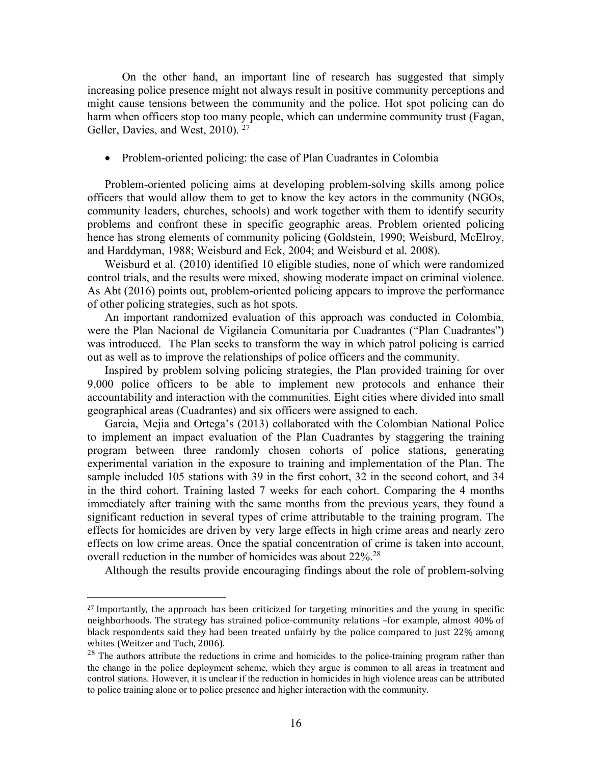On the other hand, an important line of research has suggested that simply increasing police presence might not always result in positive community perceptions and might cause tensions between the community and the police. Hot spot policing can do harm when officers stop too many people, which can undermine community trust (Fagan, Geller, Davies, and West, 2010). [27]

- Problem-oriented policing: the case of Plan Cuadrantes in Colombia

Problem-oriented policing aims at developing problem-solving skills among police officers that would allow them to get to know the key actors in the community (NGOs, community leaders, churches, schools) and work together with them to identify security problems and confront these in specific geographic areas. Problem oriented policing hence has strong elements of community policing (Goldstein, 1990; Weisburd, McElroy, and Harddyman, 1988; Weisburd and Eck, 2004; and Weisburd et al. 2008).

Weisburd et al. (2010) identified 10 eligible studies, none of which were randomized control trials, and the results were mixed, showing moderate impact on criminal violence. As Abt (2016) points out, problem-oriented policing appears to improve the performance of other policing strategies, such as hot spots.

An important randomized evaluation of this approach was conducted in Colombia, were the Plan Nacional de Vigilancia Comunitaria por Cuadrantes ("Plan Cuadrantes") was introduced. The Plan seeks to transform the way in which patrol policing is carried out as well as to improve the relationships of police officers and the community.

Inspired by problem solving policing strategies, the Plan provided training for over 9,000 police officers to be able to implement new protocols and enhance their accountability and interaction with the communities. Eight cities where divided into small geographical areas (Cuadrantes) and six officers were assigned to each.

Garcia, Mejia and Ortega's (2013) collaborated with the Colombian National Police to implement an impact evaluation of the Plan Cuadrantes by staggering the training program between three randomly chosen cohorts of police stations, generating experimental variation in the exposure to training and implementation of the Plan. The sample included 105 stations with 39 in the first cohort, 32 in the second cohort, and 34 in the third cohort. Training lasted 7 weeks for each cohort. Comparing the 4 months immediately after training with the same months from the previous years, they found a significant reduction in several types of crime attributable to the training program. The effects for homicides are driven by very large effects in high crime areas and nearly zero effects on low crime areas. Once the spatial concentration of crime is taken into account, overall reduction in the number of homicides was about 22%.[28]

Although the results provide encouraging findings about the role of problem-solving

---

[27] Importantly, the approach has been criticized for targeting minorities and the young in specific neighborhoods. The strategy has strained police-community relations –for example, almost 40% of black respondents said they had been treated unfairly by the police compared to just 22% among whites (Weitzer and Tuch, 2006).

[28] The authors attribute the reductions in crime and homicides to the police-training program rather than the change in the police deployment scheme, which they argue is common to all areas in treatment and control stations. However, it is unclear if the reduction in homicides in high violence areas can be attributed to police training alone or to police presence and higher interaction with the community.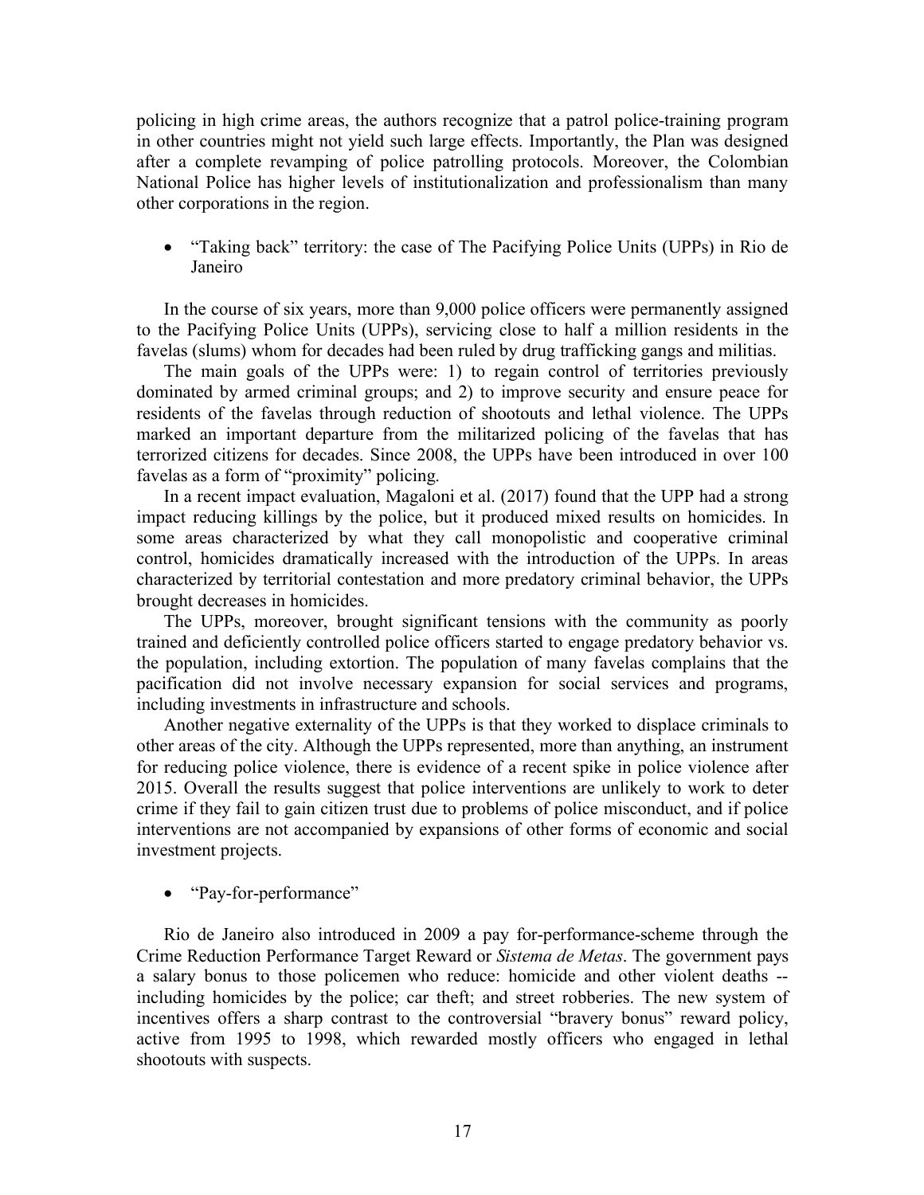policing in high crime areas, the authors recognize that a patrol police-training program in other countries might not yield such large effects. Importantly, the Plan was designed after a complete revamping of police patrolling protocols. Moreover, the Colombian National Police has higher levels of institutionalization and professionalism than many other corporations in the region.

- "Taking back" territory: the case of The Pacifying Police Units (UPPs) in Rio de Janeiro

In the course of six years, more than 9,000 police officers were permanently assigned to the Pacifying Police Units (UPPs), servicing close to half a million residents in the favelas (slums) whom for decades had been ruled by drug trafficking gangs and militias.

The main goals of the UPPs were: 1) to regain control of territories previously dominated by armed criminal groups; and 2) to improve security and ensure peace for residents of the favelas through reduction of shootouts and lethal violence. The UPPs marked an important departure from the militarized policing of the favelas that has terrorized citizens for decades. Since 2008, the UPPs have been introduced in over 100 favelas as a form of "proximity" policing.

In a recent impact evaluation, Magaloni et al. (2017) found that the UPP had a strong impact reducing killings by the police, but it produced mixed results on homicides. In some areas characterized by what they call monopolistic and cooperative criminal control, homicides dramatically increased with the introduction of the UPPs. In areas characterized by territorial contestation and more predatory criminal behavior, the UPPs brought decreases in homicides.

The UPPs, moreover, brought significant tensions with the community as poorly trained and deficiently controlled police officers started to engage predatory behavior vs. the population, including extortion. The population of many favelas complains that the pacification did not involve necessary expansion for social services and programs, including investments in infrastructure and schools.

Another negative externality of the UPPs is that they worked to displace criminals to other areas of the city. Although the UPPs represented, more than anything, an instrument for reducing police violence, there is evidence of a recent spike in police violence after 2015. Overall the results suggest that police interventions are unlikely to work to deter crime if they fail to gain citizen trust due to problems of police misconduct, and if police interventions are not accompanied by expansions of other forms of economic and social investment projects.

- "Pay-for-performance"

Rio de Janeiro also introduced in 2009 a pay for-performance-scheme through the Crime Reduction Performance Target Reward or *Sistema de Metas*. The government pays a salary bonus to those policemen who reduce: homicide and other violent deaths -- including homicides by the police; car theft; and street robberies. The new system of incentives offers a sharp contrast to the controversial "bravery bonus" reward policy, active from 1995 to 1998, which rewarded mostly officers who engaged in lethal shootouts with suspects.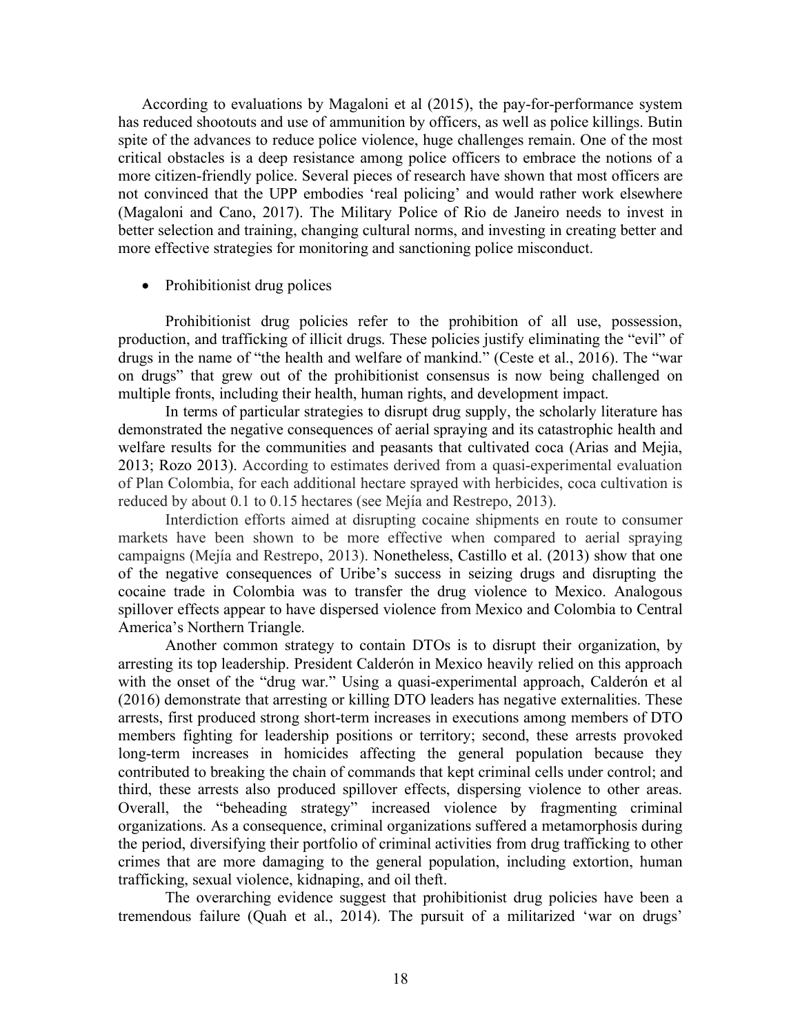According to evaluations by Magaloni et al (2015), the pay-for-performance system has reduced shootouts and use of ammunition by officers, as well as police killings. Butin spite of the advances to reduce police violence, huge challenges remain. One of the most critical obstacles is a deep resistance among police officers to embrace the notions of a more citizen-friendly police. Several pieces of research have shown that most officers are not convinced that the UPP embodies 'real policing' and would rather work elsewhere (Magaloni and Cano, 2017). The Military Police of Rio de Janeiro needs to invest in better selection and training, changing cultural norms, and investing in creating better and more effective strategies for monitoring and sanctioning police misconduct.

- Prohibitionist drug polices

Prohibitionist drug policies refer to the prohibition of all use, possession, production, and trafficking of illicit drugs. These policies justify eliminating the "evil" of drugs in the name of "the health and welfare of mankind." (Ceste et al., 2016). The "war on drugs" that grew out of the prohibitionist consensus is now being challenged on multiple fronts, including their health, human rights, and development impact.

In terms of particular strategies to disrupt drug supply, the scholarly literature has demonstrated the negative consequences of aerial spraying and its catastrophic health and welfare results for the communities and peasants that cultivated coca (Arias and Mejia, 2013; Rozo 2013). According to estimates derived from a quasi-experimental evaluation of Plan Colombia, for each additional hectare sprayed with herbicides, coca cultivation is reduced by about 0.1 to 0.15 hectares (see Mejía and Restrepo, 2013).

Interdiction efforts aimed at disrupting cocaine shipments en route to consumer markets have been shown to be more effective when compared to aerial spraying campaigns (Mejía and Restrepo, 2013). Nonetheless, Castillo et al. (2013) show that one of the negative consequences of Uribe's success in seizing drugs and disrupting the cocaine trade in Colombia was to transfer the drug violence to Mexico. Analogous spillover effects appear to have dispersed violence from Mexico and Colombia to Central America's Northern Triangle.

Another common strategy to contain DTOs is to disrupt their organization, by arresting its top leadership. President Calderón in Mexico heavily relied on this approach with the onset of the "drug war." Using a quasi-experimental approach, Calderón et al (2016) demonstrate that arresting or killing DTO leaders has negative externalities. These arrests, first produced strong short-term increases in executions among members of DTO members fighting for leadership positions or territory; second, these arrests provoked long-term increases in homicides affecting the general population because they contributed to breaking the chain of commands that kept criminal cells under control; and third, these arrests also produced spillover effects, dispersing violence to other areas. Overall, the "beheading strategy" increased violence by fragmenting criminal organizations. As a consequence, criminal organizations suffered a metamorphosis during the period, diversifying their portfolio of criminal activities from drug trafficking to other crimes that are more damaging to the general population, including extortion, human trafficking, sexual violence, kidnaping, and oil theft.

The overarching evidence suggest that prohibitionist drug policies have been a tremendous failure (Quah et al., 2014). The pursuit of a militarized 'war on drugs'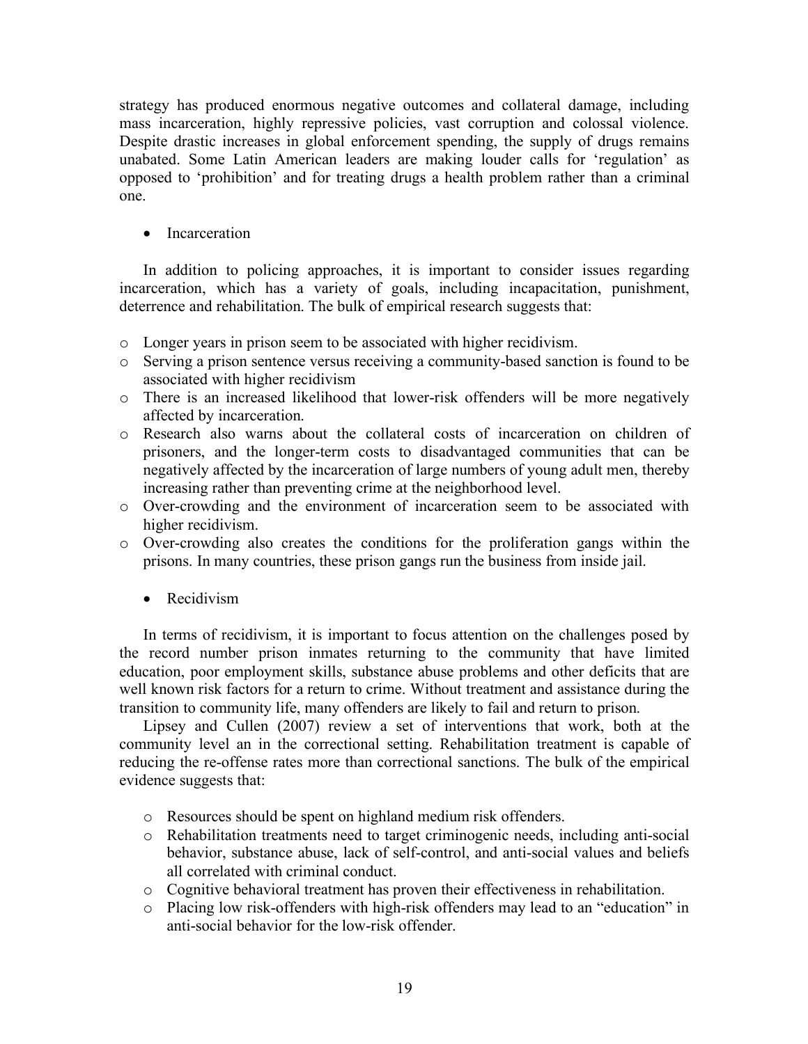strategy has produced enormous negative outcomes and collateral damage, including mass incarceration, highly repressive policies, vast corruption and colossal violence. Despite drastic increases in global enforcement spending, the supply of drugs remains unabated. Some Latin American leaders are making louder calls for 'regulation' as opposed to 'prohibition' and for treating drugs a health problem rather than a criminal one.

- Incarceration

In addition to policing approaches, it is important to consider issues regarding incarceration, which has a variety of goals, including incapacitation, punishment, deterrence and rehabilitation. The bulk of empirical research suggests that:

- Longer years in prison seem to be associated with higher recidivism.
- Serving a prison sentence versus receiving a community-based sanction is found to be associated with higher recidivism
- There is an increased likelihood that lower-risk offenders will be more negatively affected by incarceration.
- Research also warns about the collateral costs of incarceration on children of prisoners, and the longer-term costs to disadvantaged communities that can be negatively affected by the incarceration of large numbers of young adult men, thereby increasing rather than preventing crime at the neighborhood level.
- Over-crowding and the environment of incarceration seem to be associated with higher recidivism.
- Over-crowding also creates the conditions for the proliferation gangs within the prisons. In many countries, these prison gangs run the business from inside jail.

- Recidivism

In terms of recidivism, it is important to focus attention on the challenges posed by the record number prison inmates returning to the community that have limited education, poor employment skills, substance abuse problems and other deficits that are well known risk factors for a return to crime. Without treatment and assistance during the transition to community life, many offenders are likely to fail and return to prison.

Lipsey and Cullen (2007) review a set of interventions that work, both at the community level an in the correctional setting. Rehabilitation treatment is capable of reducing the re-offense rates more than correctional sanctions. The bulk of the empirical evidence suggests that:

- Resources should be spent on highland medium risk offenders.
- Rehabilitation treatments need to target criminogenic needs, including anti-social behavior, substance abuse, lack of self-control, and anti-social values and beliefs all correlated with criminal conduct.
- Cognitive behavioral treatment has proven their effectiveness in rehabilitation.
- Placing low risk-offenders with high-risk offenders may lead to an "education" in anti-social behavior for the low-risk offender.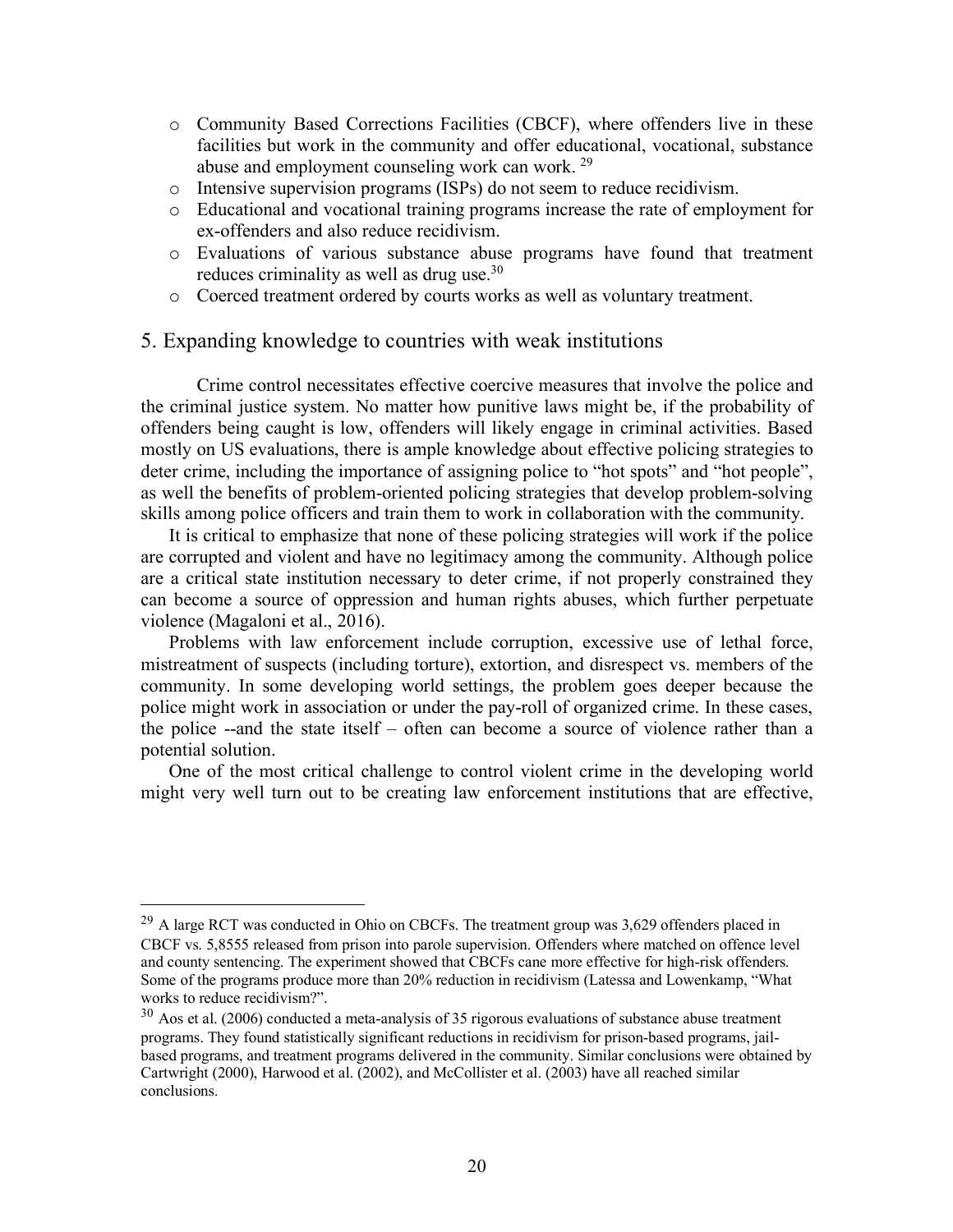- Community Based Corrections Facilities (CBCF), where offenders live in these facilities but work in the community and offer educational, vocational, substance abuse and employment counseling work can work. [29]
- Intensive supervision programs (ISPs) do not seem to reduce recidivism.
- Educational and vocational training programs increase the rate of employment for ex-offenders and also reduce recidivism.
- Evaluations of various substance abuse programs have found that treatment reduces criminality as well as drug use.[30]
- Coerced treatment ordered by courts works as well as voluntary treatment.

## 5. Expanding knowledge to countries with weak institutions

Crime control necessitates effective coercive measures that involve the police and the criminal justice system. No matter how punitive laws might be, if the probability of offenders being caught is low, offenders will likely engage in criminal activities. Based mostly on US evaluations, there is ample knowledge about effective policing strategies to deter crime, including the importance of assigning police to "hot spots" and "hot people", as well the benefits of problem-oriented policing strategies that develop problem-solving skills among police officers and train them to work in collaboration with the community.

It is critical to emphasize that none of these policing strategies will work if the police are corrupted and violent and have no legitimacy among the community. Although police are a critical state institution necessary to deter crime, if not properly constrained they can become a source of oppression and human rights abuses, which further perpetuate violence (Magaloni et al., 2016).

Problems with law enforcement include corruption, excessive use of lethal force, mistreatment of suspects (including torture), extortion, and disrespect vs. members of the community. In some developing world settings, the problem goes deeper because the police might work in association or under the pay-roll of organized crime. In these cases, the police --and the state itself – often can become a source of violence rather than a potential solution.

One of the most critical challenge to control violent crime in the developing world might very well turn out to be creating law enforcement institutions that are effective,

---

[29] A large RCT was conducted in Ohio on CBCFs. The treatment group was 3,629 offenders placed in CBCF vs. 5,8555 released from prison into parole supervision. Offenders where matched on offence level and county sentencing. The experiment showed that CBCFs cane more effective for high-risk offenders. Some of the programs produce more than 20% reduction in recidivism (Latessa and Lowenkamp, "What works to reduce recidivism?".

[30] Aos et al. (2006) conducted a meta-analysis of 35 rigorous evaluations of substance abuse treatment programs. They found statistically significant reductions in recidivism for prison-based programs, jail-based programs, and treatment programs delivered in the community. Similar conclusions were obtained by Cartwright (2000), Harwood et al. (2002), and McCollister et al. (2003) have all reached similar conclusions.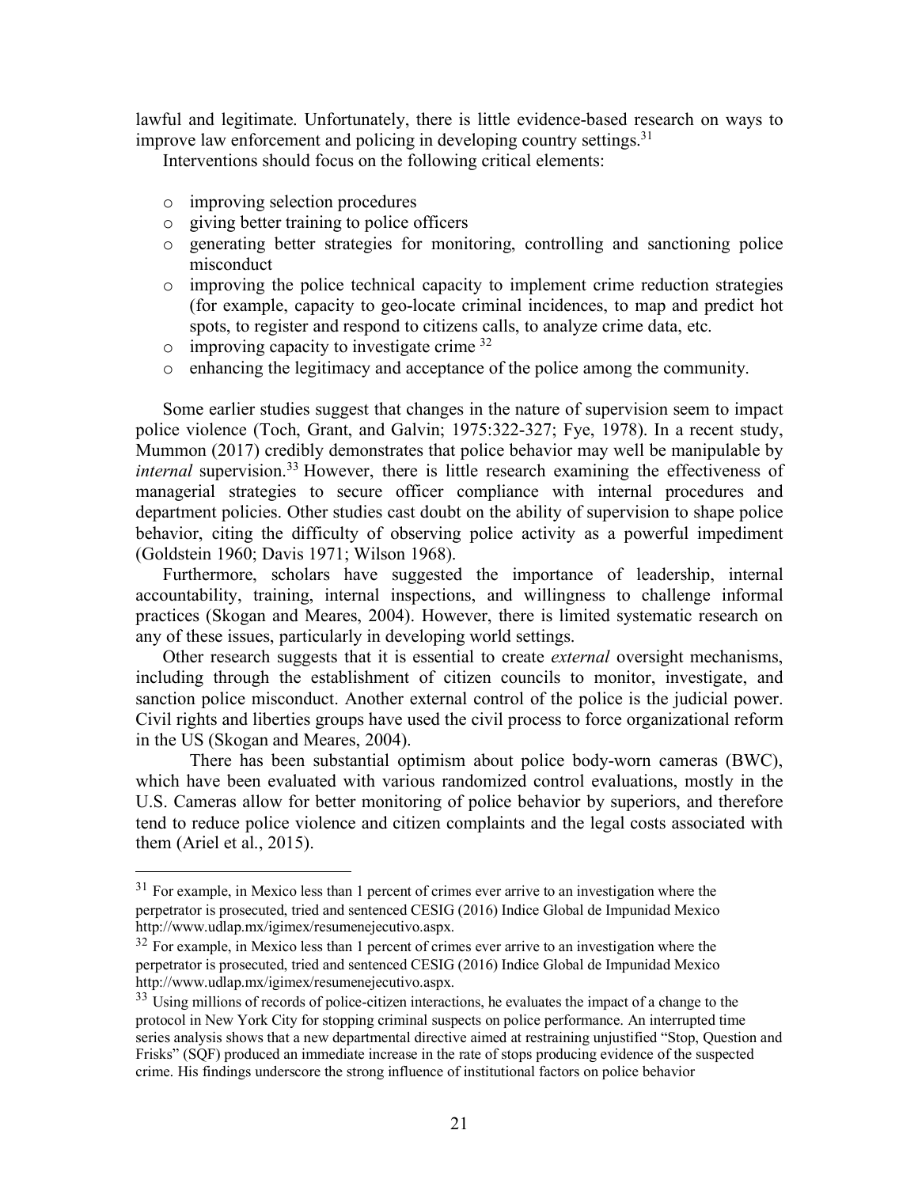lawful and legitimate. Unfortunately, there is little evidence-based research on ways to improve law enforcement and policing in developing country settings.[31]

Interventions should focus on the following critical elements:

- improving selection procedures
- giving better training to police officers
- generating better strategies for monitoring, controlling and sanctioning police misconduct
- improving the police technical capacity to implement crime reduction strategies (for example, capacity to geo-locate criminal incidences, to map and predict hot spots, to register and respond to citizens calls, to analyze crime data, etc.
- improving capacity to investigate crime [32]
- enhancing the legitimacy and acceptance of the police among the community.

Some earlier studies suggest that changes in the nature of supervision seem to impact police violence (Toch, Grant, and Galvin; 1975:322-327; Fye, 1978). In a recent study, Mummon (2017) credibly demonstrates that police behavior may well be manipulable by *internal* supervision.[33] However, there is little research examining the effectiveness of managerial strategies to secure officer compliance with internal procedures and department policies. Other studies cast doubt on the ability of supervision to shape police behavior, citing the difficulty of observing police activity as a powerful impediment (Goldstein 1960; Davis 1971; Wilson 1968).

Furthermore, scholars have suggested the importance of leadership, internal accountability, training, internal inspections, and willingness to challenge informal practices (Skogan and Meares, 2004). However, there is limited systematic research on any of these issues, particularly in developing world settings.

Other research suggests that it is essential to create *external* oversight mechanisms, including through the establishment of citizen councils to monitor, investigate, and sanction police misconduct. Another external control of the police is the judicial power. Civil rights and liberties groups have used the civil process to force organizational reform in the US (Skogan and Meares, 2004).

There has been substantial optimism about police body-worn cameras (BWC), which have been evaluated with various randomized control evaluations, mostly in the U.S. Cameras allow for better monitoring of police behavior by superiors, and therefore tend to reduce police violence and citizen complaints and the legal costs associated with them (Ariel et al., 2015).

---

[31] For example, in Mexico less than 1 percent of crimes ever arrive to an investigation where the perpetrator is prosecuted, tried and sentenced CESIG (2016) Indice Global de Impunidad Mexico http://www.udlap.mx/igimex/resumenejecutivo.aspx.

[32] For example, in Mexico less than 1 percent of crimes ever arrive to an investigation where the perpetrator is prosecuted, tried and sentenced CESIG (2016) Indice Global de Impunidad Mexico http://www.udlap.mx/igimex/resumenejecutivo.aspx.

[33] Using millions of records of police-citizen interactions, he evaluates the impact of a change to the protocol in New York City for stopping criminal suspects on police performance. An interrupted time series analysis shows that a new departmental directive aimed at restraining unjustified "Stop, Question and Frisks" (SQF) produced an immediate increase in the rate of stops producing evidence of the suspected crime. His findings underscore the strong influence of institutional factors on police behavior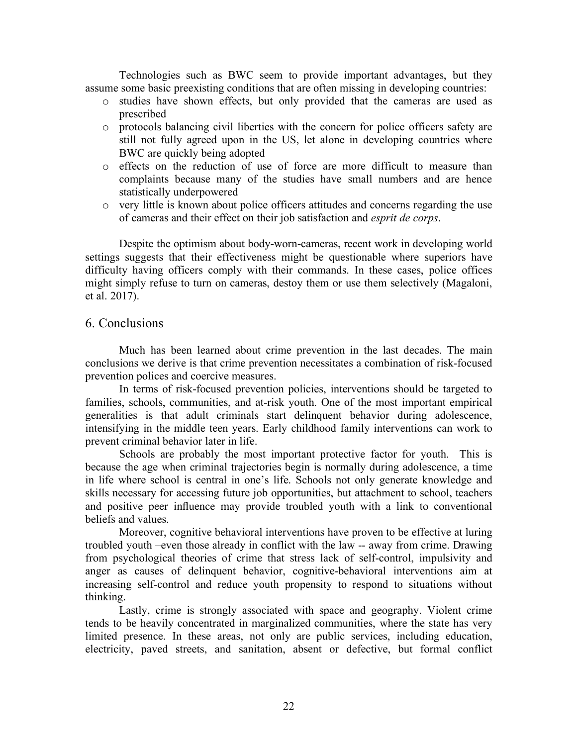Technologies such as BWC seem to provide important advantages, but they assume some basic preexisting conditions that are often missing in developing countries:

- studies have shown effects, but only provided that the cameras are used as prescribed
- protocols balancing civil liberties with the concern for police officers safety are still not fully agreed upon in the US, let alone in developing countries where BWC are quickly being adopted
- effects on the reduction of use of force are more difficult to measure than complaints because many of the studies have small numbers and are hence statistically underpowered
- very little is known about police officers attitudes and concerns regarding the use of cameras and their effect on their job satisfaction and *esprit de corps*.

Despite the optimism about body-worn-cameras, recent work in developing world settings suggests that their effectiveness might be questionable where superiors have difficulty having officers comply with their commands. In these cases, police offices might simply refuse to turn on cameras, destoy them or use them selectively (Magaloni, et al. 2017).

## 6. Conclusions

Much has been learned about crime prevention in the last decades. The main conclusions we derive is that crime prevention necessitates a combination of risk-focused prevention polices and coercive measures.

In terms of risk-focused prevention policies, interventions should be targeted to families, schools, communities, and at-risk youth. One of the most important empirical generalities is that adult criminals start delinquent behavior during adolescence, intensifying in the middle teen years. Early childhood family interventions can work to prevent criminal behavior later in life.

Schools are probably the most important protective factor for youth. This is because the age when criminal trajectories begin is normally during adolescence, a time in life where school is central in one's life. Schools not only generate knowledge and skills necessary for accessing future job opportunities, but attachment to school, teachers and positive peer influence may provide troubled youth with a link to conventional beliefs and values.

Moreover, cognitive behavioral interventions have proven to be effective at luring troubled youth –even those already in conflict with the law -- away from crime. Drawing from psychological theories of crime that stress lack of self-control, impulsivity and anger as causes of delinquent behavior, cognitive-behavioral interventions aim at increasing self-control and reduce youth propensity to respond to situations without thinking.

Lastly, crime is strongly associated with space and geography. Violent crime tends to be heavily concentrated in marginalized communities, where the state has very limited presence. In these areas, not only are public services, including education, electricity, paved streets, and sanitation, absent or defective, but formal conflict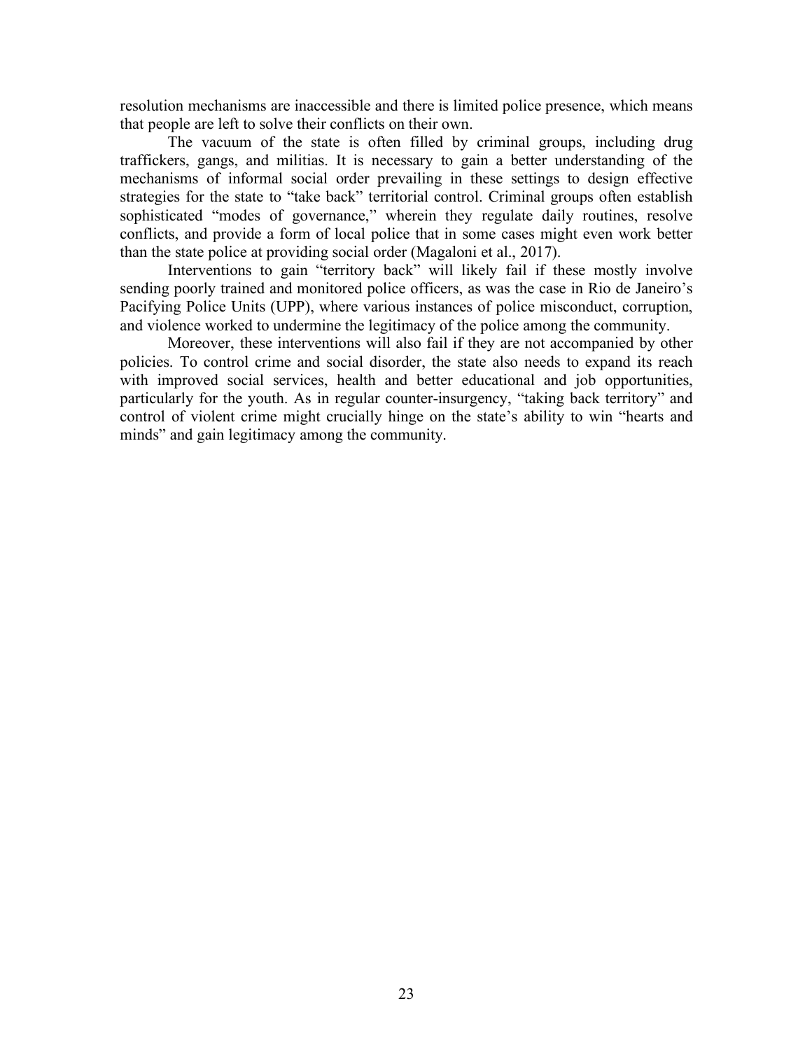resolution mechanisms are inaccessible and there is limited police presence, which means that people are left to solve their conflicts on their own.

The vacuum of the state is often filled by criminal groups, including drug traffickers, gangs, and militias. It is necessary to gain a better understanding of the mechanisms of informal social order prevailing in these settings to design effective strategies for the state to "take back" territorial control. Criminal groups often establish sophisticated "modes of governance," wherein they regulate daily routines, resolve conflicts, and provide a form of local police that in some cases might even work better than the state police at providing social order (Magaloni et al., 2017).

Interventions to gain "territory back" will likely fail if these mostly involve sending poorly trained and monitored police officers, as was the case in Rio de Janeiro's Pacifying Police Units (UPP), where various instances of police misconduct, corruption, and violence worked to undermine the legitimacy of the police among the community.

Moreover, these interventions will also fail if they are not accompanied by other policies. To control crime and social disorder, the state also needs to expand its reach with improved social services, health and better educational and job opportunities, particularly for the youth. As in regular counter-insurgency, "taking back territory" and control of violent crime might crucially hinge on the state's ability to win "hearts and minds" and gain legitimacy among the community.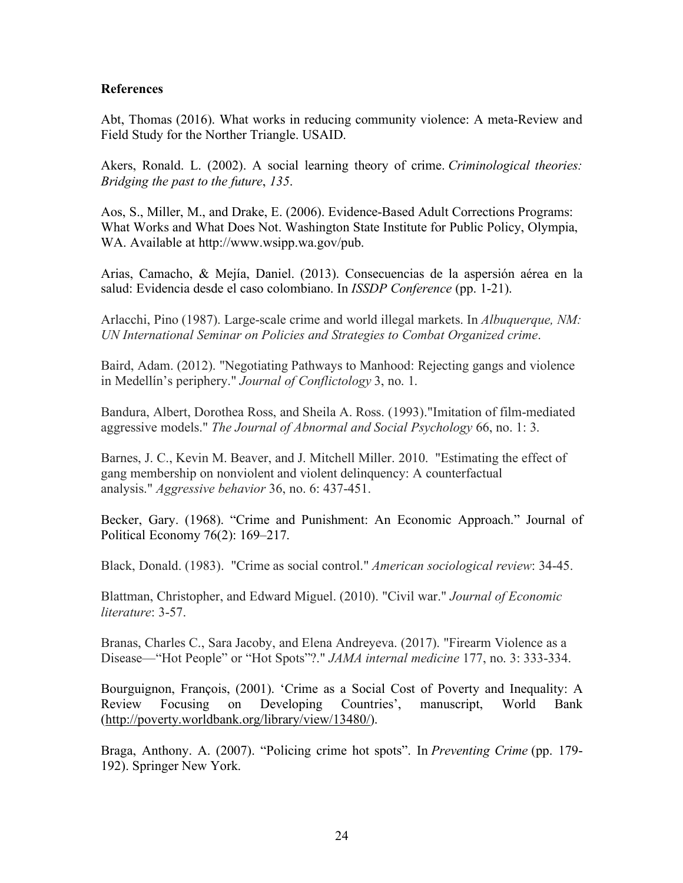**References**

Abt, Thomas (2016). What works in reducing community violence: A meta-Review and Field Study for the Norther Triangle. USAID.

Akers, Ronald. L. (2002). A social learning theory of crime. *Criminological theories: Bridging the past to the future*, *135*.

Aos, S., Miller, M., and Drake, E. (2006). Evidence-Based Adult Corrections Programs: What Works and What Does Not. Washington State Institute for Public Policy, Olympia, WA. Available at http://www.wsipp.wa.gov/pub.

Arias, Camacho, & Mejía, Daniel. (2013). Consecuencias de la aspersión aérea en la salud: Evidencia desde el caso colombiano. In *ISSDP Conference* (pp. 1-21).

Arlacchi, Pino (1987). Large-scale crime and world illegal markets. In *Albuquerque, NM: UN International Seminar on Policies and Strategies to Combat Organized crime*.

Baird, Adam. (2012). "Negotiating Pathways to Manhood: Rejecting gangs and violence in Medellín's periphery." *Journal of Conflictology* 3, no. 1.

Bandura, Albert, Dorothea Ross, and Sheila A. Ross. (1993)."Imitation of film-mediated aggressive models." *The Journal of Abnormal and Social Psychology* 66, no. 1: 3.

Barnes, J. C., Kevin M. Beaver, and J. Mitchell Miller. 2010. "Estimating the effect of gang membership on nonviolent and violent delinquency: A counterfactual analysis." *Aggressive behavior* 36, no. 6: 437-451.

Becker, Gary. (1968). "Crime and Punishment: An Economic Approach." Journal of Political Economy 76(2): 169–217.

Black, Donald. (1983). "Crime as social control." *American sociological review*: 34-45.

Blattman, Christopher, and Edward Miguel. (2010). "Civil war." *Journal of Economic literature*: 3-57.

Branas, Charles C., Sara Jacoby, and Elena Andreyeva. (2017). "Firearm Violence as a Disease—"Hot People" or "Hot Spots"?." *JAMA internal medicine* 177, no. 3: 333-334.

Bourguignon, François, (2001). 'Crime as a Social Cost of Poverty and Inequality: A Review Focusing on Developing Countries', manuscript, World Bank (http://poverty.worldbank.org/library/view/13480/).

Braga, Anthony. A. (2007). "Policing crime hot spots". In *Preventing Crime* (pp. 179-192). Springer New York.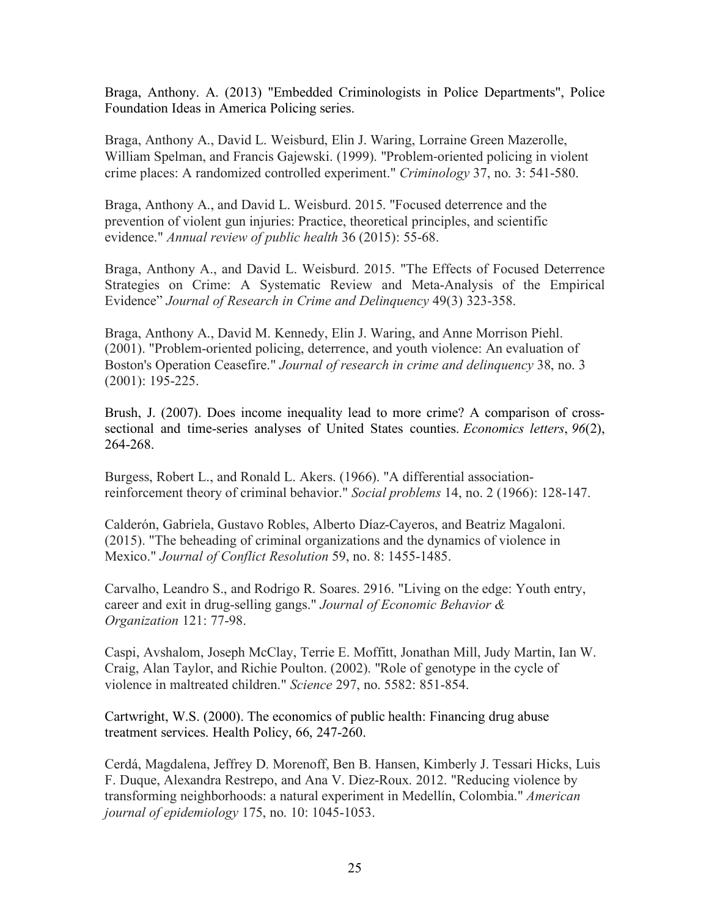Braga, Anthony. A. (2013) "Embedded Criminologists in Police Departments", Police Foundation Ideas in America Policing series.

Braga, Anthony A., David L. Weisburd, Elin J. Waring, Lorraine Green Mazerolle, William Spelman, and Francis Gajewski. (1999). "Problem‐oriented policing in violent crime places: A randomized controlled experiment." *Criminology* 37, no. 3: 541-580.

Braga, Anthony A., and David L. Weisburd. 2015. "Focused deterrence and the prevention of violent gun injuries: Practice, theoretical principles, and scientific evidence." *Annual review of public health* 36 (2015): 55-68.

Braga, Anthony A., and David L. Weisburd. 2015. "The Effects of Focused Deterrence Strategies on Crime: A Systematic Review and Meta-Analysis of the Empirical Evidence" *Journal of Research in Crime and Delinquency* 49(3) 323-358.

Braga, Anthony A., David M. Kennedy, Elin J. Waring, and Anne Morrison Piehl. (2001). "Problem-oriented policing, deterrence, and youth violence: An evaluation of Boston's Operation Ceasefire." *Journal of research in crime and delinquency* 38, no. 3 (2001): 195-225.

Brush, J. (2007). Does income inequality lead to more crime? A comparison of cross-sectional and time-series analyses of United States counties. *Economics letters*, *96*(2), 264-268.

Burgess, Robert L., and Ronald L. Akers. (1966). "A differential association-reinforcement theory of criminal behavior." *Social problems* 14, no. 2 (1966): 128-147.

Calderón, Gabriela, Gustavo Robles, Alberto Díaz-Cayeros, and Beatriz Magaloni. (2015). "The beheading of criminal organizations and the dynamics of violence in Mexico." *Journal of Conflict Resolution* 59, no. 8: 1455-1485.

Carvalho, Leandro S., and Rodrigo R. Soares. 2916. "Living on the edge: Youth entry, career and exit in drug-selling gangs." *Journal of Economic Behavior & Organization* 121: 77-98.

Caspi, Avshalom, Joseph McClay, Terrie E. Moffitt, Jonathan Mill, Judy Martin, Ian W. Craig, Alan Taylor, and Richie Poulton. (2002). "Role of genotype in the cycle of violence in maltreated children." *Science* 297, no. 5582: 851-854.

Cartwright, W.S. (2000). The economics of public health: Financing drug abuse treatment services. Health Policy, 66, 247-260.

Cerdá, Magdalena, Jeffrey D. Morenoff, Ben B. Hansen, Kimberly J. Tessari Hicks, Luis F. Duque, Alexandra Restrepo, and Ana V. Diez-Roux. 2012. "Reducing violence by transforming neighborhoods: a natural experiment in Medellín, Colombia." *American journal of epidemiology* 175, no. 10: 1045-1053.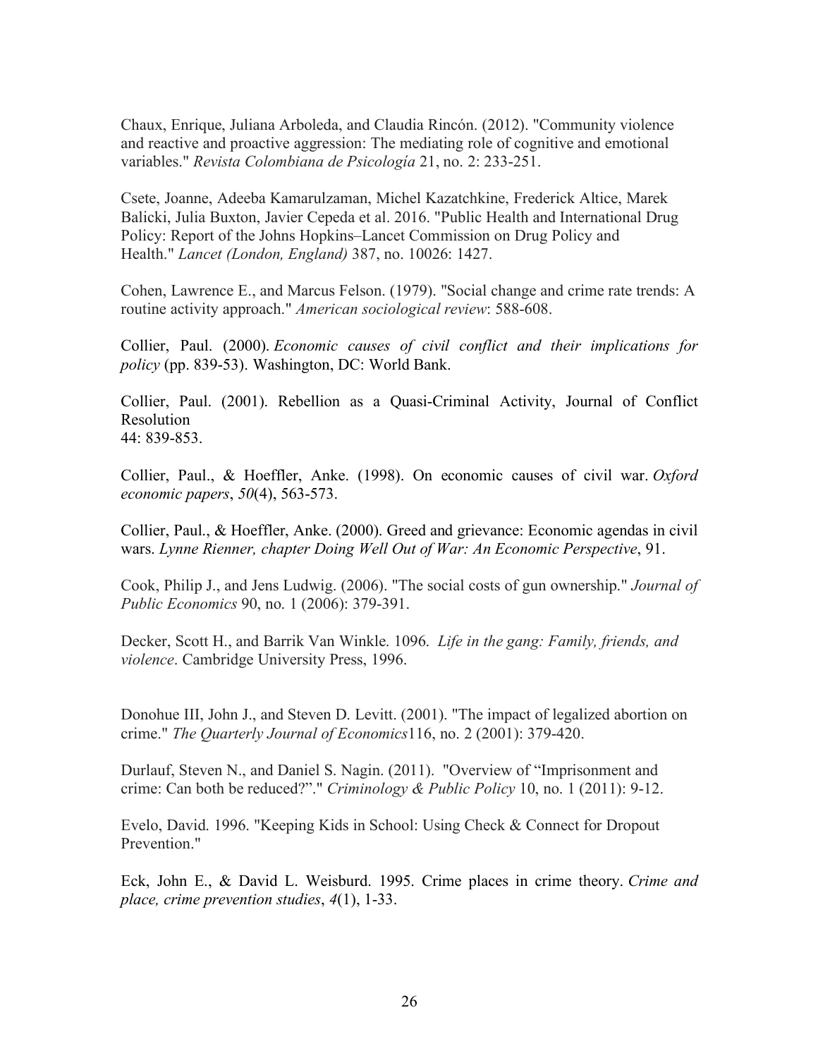Chaux, Enrique, Juliana Arboleda, and Claudia Rincón. (2012). "Community violence and reactive and proactive aggression: The mediating role of cognitive and emotional variables." *Revista Colombiana de Psicología* 21, no. 2: 233-251.

Csete, Joanne, Adeeba Kamarulzaman, Michel Kazatchkine, Frederick Altice, Marek Balicki, Julia Buxton, Javier Cepeda et al. 2016. "Public Health and International Drug Policy: Report of the Johns Hopkins–Lancet Commission on Drug Policy and Health." *Lancet (London, England)* 387, no. 10026: 1427.

Cohen, Lawrence E., and Marcus Felson. (1979). "Social change and crime rate trends: A routine activity approach." *American sociological review*: 588-608.

Collier, Paul. (2000). *Economic causes of civil conflict and their implications for policy* (pp. 839-53). Washington, DC: World Bank.

Collier, Paul. (2001). Rebellion as a Quasi-Criminal Activity, Journal of Conflict Resolution
44: 839-853.

Collier, Paul., & Hoeffler, Anke. (1998). On economic causes of civil war. *Oxford economic papers*, *50*(4), 563-573.

Collier, Paul., & Hoeffler, Anke. (2000). Greed and grievance: Economic agendas in civil wars. *Lynne Rienner, chapter Doing Well Out of War: An Economic Perspective*, 91.

Cook, Philip J., and Jens Ludwig. (2006). "The social costs of gun ownership." *Journal of Public Economics* 90, no. 1 (2006): 379-391.

Decker, Scott H., and Barrik Van Winkle. 1096. *Life in the gang: Family, friends, and violence*. Cambridge University Press, 1996.

Donohue III, John J., and Steven D. Levitt. (2001). "The impact of legalized abortion on crime." *The Quarterly Journal of Economics*116, no. 2 (2001): 379-420.

Durlauf, Steven N., and Daniel S. Nagin. (2011). "Overview of "Imprisonment and crime: Can both be reduced?"." *Criminology & Public Policy* 10, no. 1 (2011): 9-12.

Evelo, David. 1996. "Keeping Kids in School: Using Check & Connect for Dropout Prevention."

Eck, John E., & David L. Weisburd. 1995. Crime places in crime theory. *Crime and place, crime prevention studies*, *4*(1), 1-33.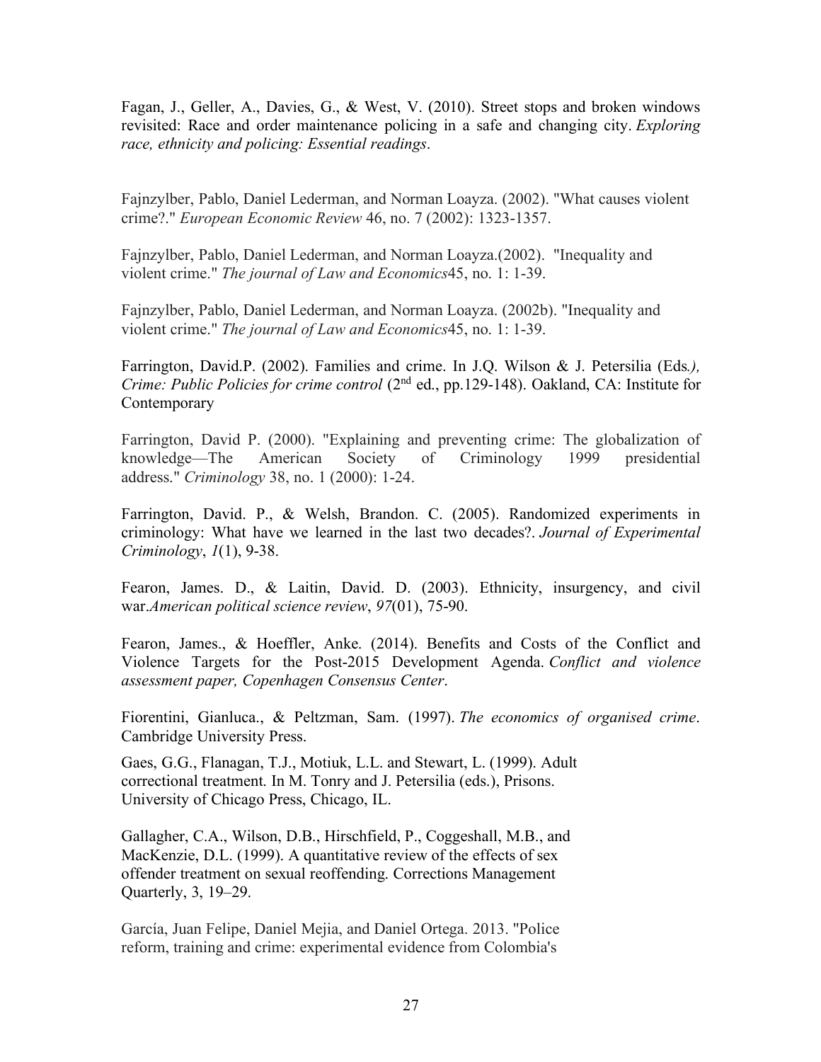Fagan, J., Geller, A., Davies, G., & West, V. (2010). Street stops and broken windows revisited: Race and order maintenance policing in a safe and changing city. *Exploring race, ethnicity and policing: Essential readings*.

Fajnzylber, Pablo, Daniel Lederman, and Norman Loayza. (2002). "What causes violent crime?." *European Economic Review* 46, no. 7 (2002): 1323-1357.

Fajnzylber, Pablo, Daniel Lederman, and Norman Loayza.(2002). "Inequality and violent crime." *The journal of Law and Economics*45, no. 1: 1-39.

Fajnzylber, Pablo, Daniel Lederman, and Norman Loayza. (2002b). "Inequality and violent crime." *The journal of Law and Economics*45, no. 1: 1-39.

Farrington, David.P. (2002). Families and crime. In J.Q. Wilson & J. Petersilia (Eds*.), Crime: Public Policies for crime control* (2nd ed., pp.129-148). Oakland, CA: Institute for Contemporary

Farrington, David P. (2000). "Explaining and preventing crime: The globalization of knowledge—The American Society of Criminology 1999 presidential address." *Criminology* 38, no. 1 (2000): 1-24.

Farrington, David. P., & Welsh, Brandon. C. (2005). Randomized experiments in criminology: What have we learned in the last two decades?. *Journal of Experimental Criminology*, *1*(1), 9-38.

Fearon, James. D., & Laitin, David. D. (2003). Ethnicity, insurgency, and civil war.*American political science review*, *97*(01), 75-90.

Fearon, James., & Hoeffler, Anke. (2014). Benefits and Costs of the Conflict and Violence Targets for the Post-2015 Development Agenda. *Conflict and violence assessment paper, Copenhagen Consensus Center*.

Fiorentini, Gianluca., & Peltzman, Sam. (1997). *The economics of organised crime*. Cambridge University Press.

Gaes, G.G., Flanagan, T.J., Motiuk, L.L. and Stewart, L. (1999). Adult correctional treatment. In M. Tonry and J. Petersilia (eds.), Prisons. University of Chicago Press, Chicago, IL.

Gallagher, C.A., Wilson, D.B., Hirschfield, P., Coggeshall, M.B., and MacKenzie, D.L. (1999). A quantitative review of the effects of sex offender treatment on sexual reoffending. Corrections Management Quarterly, 3, 19–29.

García, Juan Felipe, Daniel Mejia, and Daniel Ortega. 2013. "Police reform, training and crime: experimental evidence from Colombia's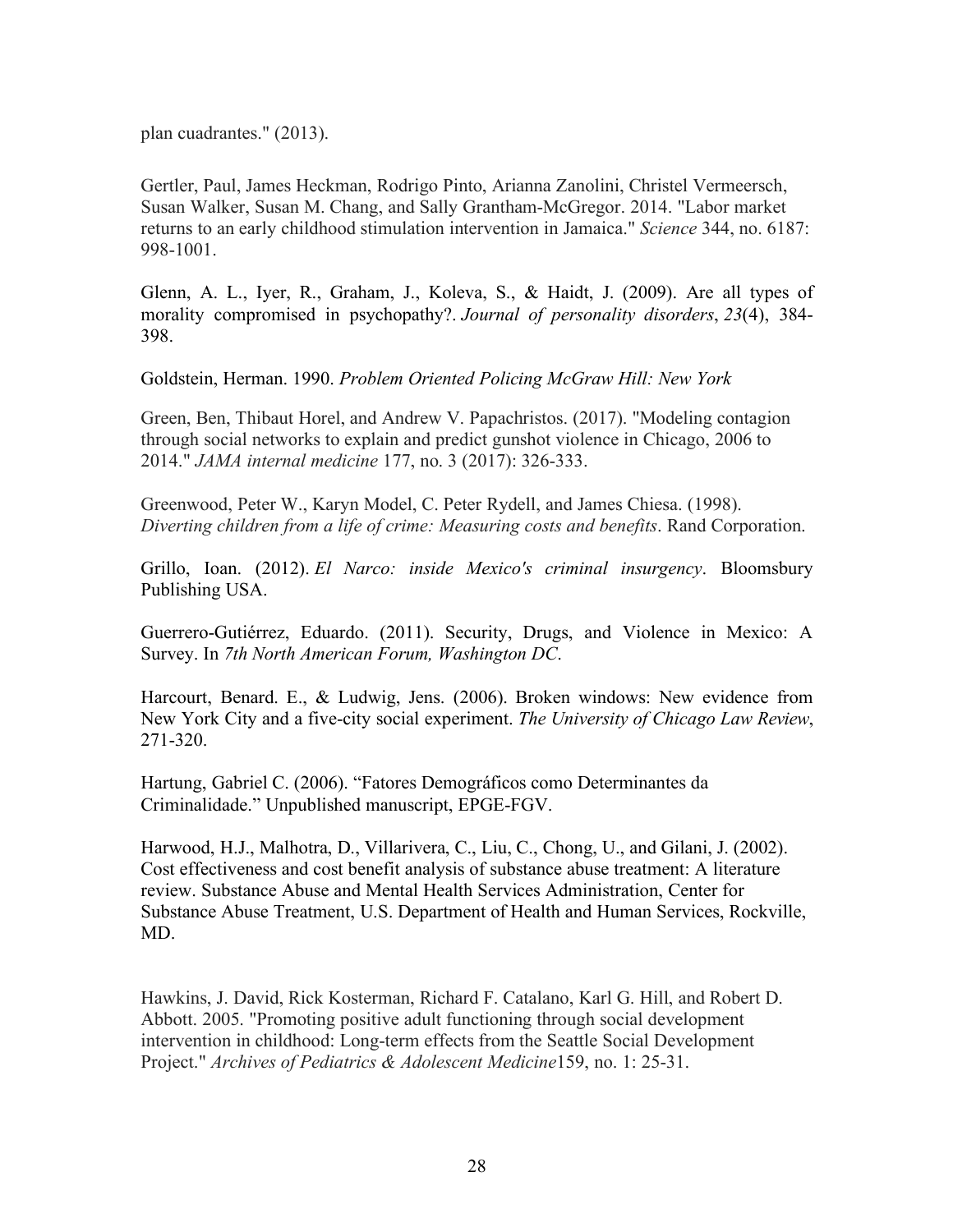plan cuadrantes." (2013).

Gertler, Paul, James Heckman, Rodrigo Pinto, Arianna Zanolini, Christel Vermeersch, Susan Walker, Susan M. Chang, and Sally Grantham-McGregor. 2014. "Labor market returns to an early childhood stimulation intervention in Jamaica." *Science* 344, no. 6187: 998-1001.

Glenn, A. L., Iyer, R., Graham, J., Koleva, S., & Haidt, J. (2009). Are all types of morality compromised in psychopathy?. *Journal of personality disorders*, *23*(4), 384-398.

Goldstein, Herman. 1990. *Problem Oriented Policing McGraw Hill: New York*

Green, Ben, Thibaut Horel, and Andrew V. Papachristos. (2017). "Modeling contagion through social networks to explain and predict gunshot violence in Chicago, 2006 to 2014." *JAMA internal medicine* 177, no. 3 (2017): 326-333.

Greenwood, Peter W., Karyn Model, C. Peter Rydell, and James Chiesa. (1998). *Diverting children from a life of crime: Measuring costs and benefits*. Rand Corporation.

Grillo, Ioan. (2012). *El Narco: inside Mexico's criminal insurgency*. Bloomsbury Publishing USA.

Guerrero-Gutiérrez, Eduardo. (2011). Security, Drugs, and Violence in Mexico: A Survey. In *7th North American Forum, Washington DC*.

Harcourt, Benard. E., & Ludwig, Jens. (2006). Broken windows: New evidence from New York City and a five-city social experiment. *The University of Chicago Law Review*, 271-320.

Hartung, Gabriel C. (2006). "Fatores Demográficos como Determinantes da Criminalidade." Unpublished manuscript, EPGE-FGV.

Harwood, H.J., Malhotra, D., Villarivera, C., Liu, C., Chong, U., and Gilani, J. (2002). Cost effectiveness and cost benefit analysis of substance abuse treatment: A literature review. Substance Abuse and Mental Health Services Administration, Center for Substance Abuse Treatment, U.S. Department of Health and Human Services, Rockville, MD.

Hawkins, J. David, Rick Kosterman, Richard F. Catalano, Karl G. Hill, and Robert D. Abbott. 2005. "Promoting positive adult functioning through social development intervention in childhood: Long-term effects from the Seattle Social Development Project." *Archives of Pediatrics & Adolescent Medicine*159, no. 1: 25-31.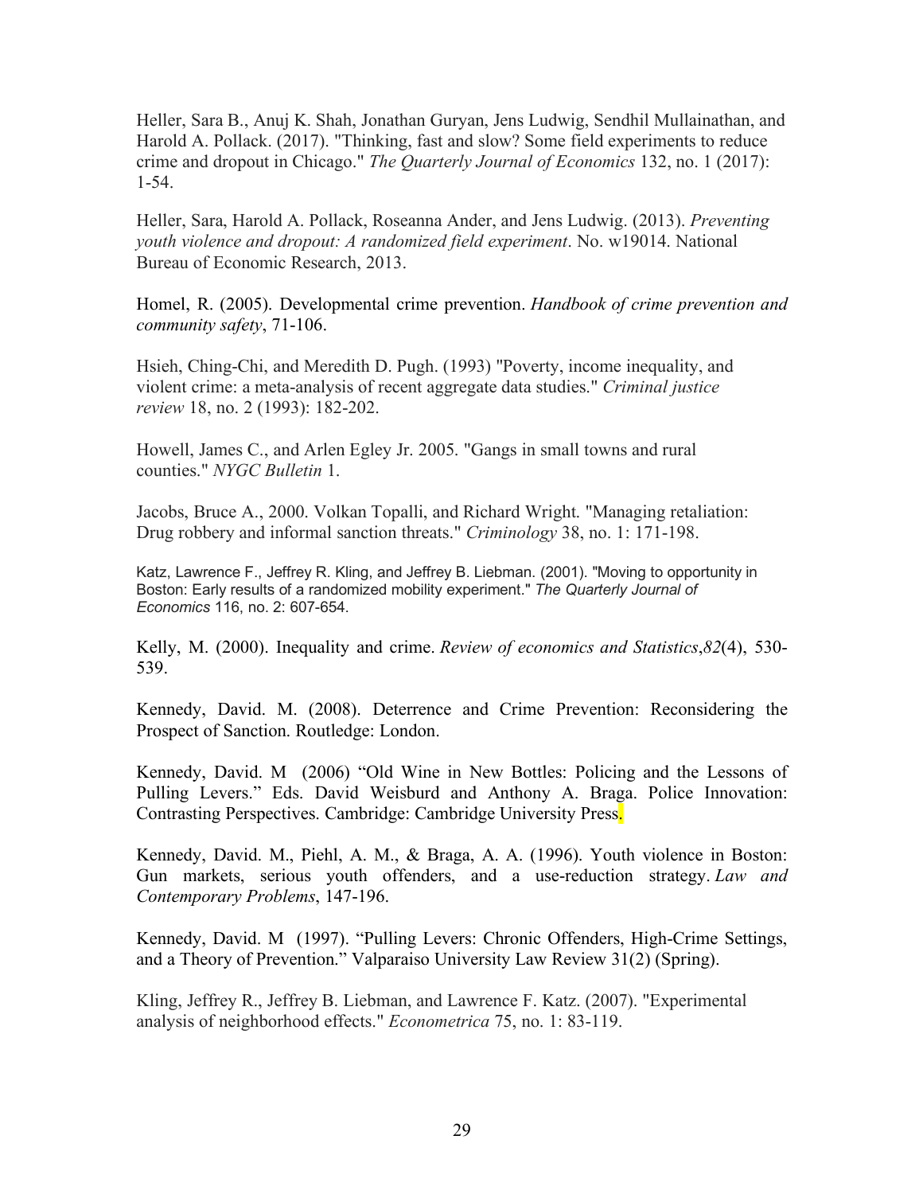Heller, Sara B., Anuj K. Shah, Jonathan Guryan, Jens Ludwig, Sendhil Mullainathan, and Harold A. Pollack. (2017). "Thinking, fast and slow? Some field experiments to reduce crime and dropout in Chicago." *The Quarterly Journal of Economics* 132, no. 1 (2017): 1-54.

Heller, Sara, Harold A. Pollack, Roseanna Ander, and Jens Ludwig. (2013). *Preventing youth violence and dropout: A randomized field experiment*. No. w19014. National Bureau of Economic Research, 2013.

Homel, R. (2005). Developmental crime prevention. *Handbook of crime prevention and community safety*, 71-106.

Hsieh, Ching-Chi, and Meredith D. Pugh. (1993) "Poverty, income inequality, and violent crime: a meta-analysis of recent aggregate data studies." *Criminal justice review* 18, no. 2 (1993): 182-202.

Howell, James C., and Arlen Egley Jr. 2005. "Gangs in small towns and rural counties." *NYGC Bulletin* 1.

Jacobs, Bruce A., 2000. Volkan Topalli, and Richard Wright. "Managing retaliation: Drug robbery and informal sanction threats." *Criminology* 38, no. 1: 171-198.

Katz, Lawrence F., Jeffrey R. Kling, and Jeffrey B. Liebman. (2001). "Moving to opportunity in Boston: Early results of a randomized mobility experiment." *The Quarterly Journal of Economics* 116, no. 2: 607-654.

Kelly, M. (2000). Inequality and crime. *Review of economics and Statistics*,*82*(4), 530-539.

Kennedy, David. M. (2008). Deterrence and Crime Prevention: Reconsidering the Prospect of Sanction. Routledge: London.

Kennedy, David. M (2006) "Old Wine in New Bottles: Policing and the Lessons of Pulling Levers." Eds. David Weisburd and Anthony A. Braga. Police Innovation: Contrasting Perspectives. Cambridge: Cambridge University Press.

Kennedy, David. M., Piehl, A. M., & Braga, A. A. (1996). Youth violence in Boston: Gun markets, serious youth offenders, and a use-reduction strategy. *Law and Contemporary Problems*, 147-196.

Kennedy, David. M (1997). "Pulling Levers: Chronic Offenders, High-Crime Settings, and a Theory of Prevention." Valparaiso University Law Review 31(2) (Spring).

Kling, Jeffrey R., Jeffrey B. Liebman, and Lawrence F. Katz. (2007). "Experimental analysis of neighborhood effects." *Econometrica* 75, no. 1: 83-119.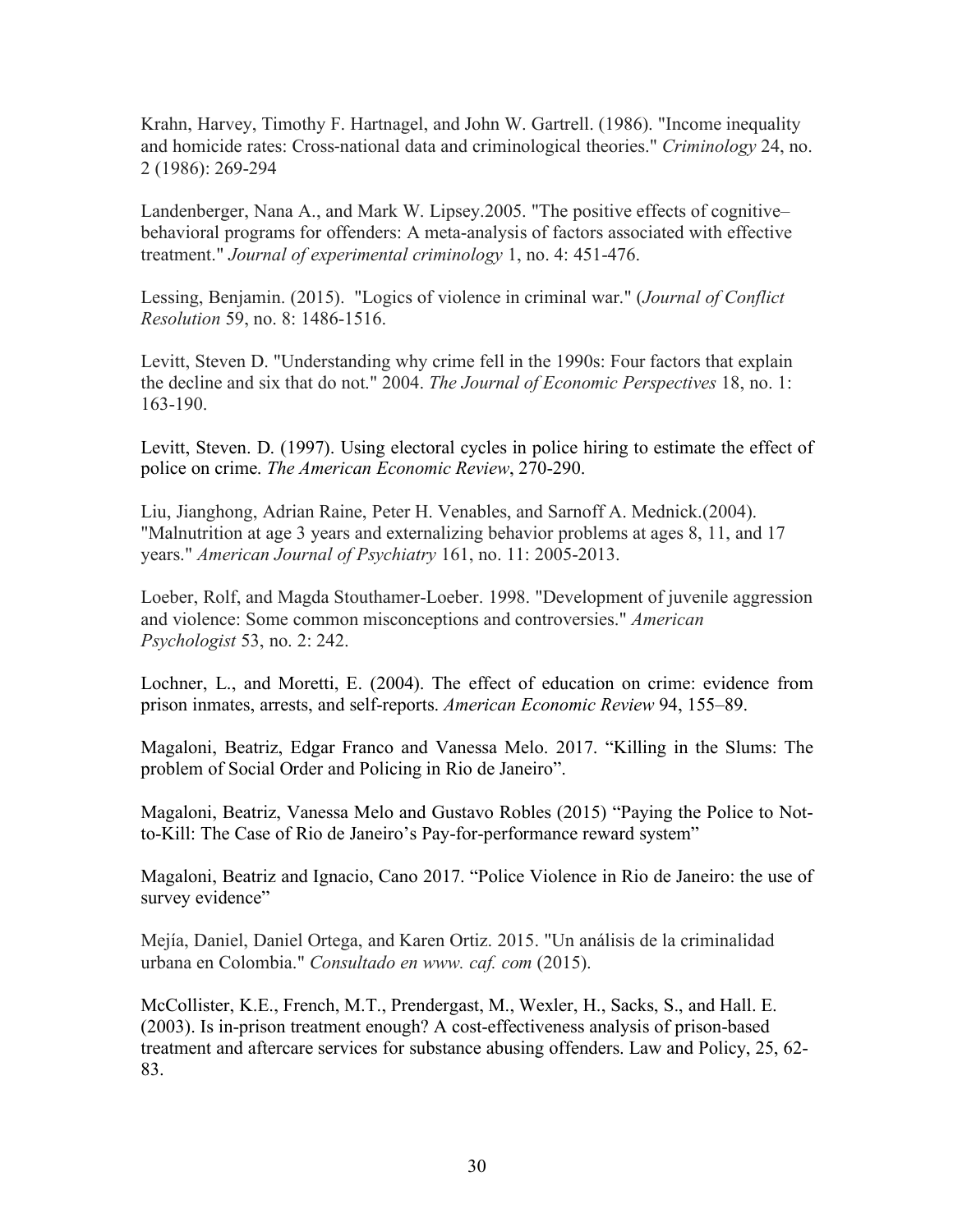Krahn, Harvey, Timothy F. Hartnagel, and John W. Gartrell. (1986). "Income inequality and homicide rates: Cross-national data and criminological theories." *Criminology* 24, no. 2 (1986): 269-294

Landenberger, Nana A., and Mark W. Lipsey.2005. "The positive effects of cognitive–behavioral programs for offenders: A meta-analysis of factors associated with effective treatment." *Journal of experimental criminology* 1, no. 4: 451-476.

Lessing, Benjamin. (2015). "Logics of violence in criminal war." (*Journal of Conflict Resolution* 59, no. 8: 1486-1516.

Levitt, Steven D. "Understanding why crime fell in the 1990s: Four factors that explain the decline and six that do not." 2004. *The Journal of Economic Perspectives* 18, no. 1: 163-190.

Levitt, Steven. D. (1997). Using electoral cycles in police hiring to estimate the effect of police on crime. *The American Economic Review*, 270-290.

Liu, Jianghong, Adrian Raine, Peter H. Venables, and Sarnoff A. Mednick.(2004). "Malnutrition at age 3 years and externalizing behavior problems at ages 8, 11, and 17 years." *American Journal of Psychiatry* 161, no. 11: 2005-2013.

Loeber, Rolf, and Magda Stouthamer-Loeber. 1998. "Development of juvenile aggression and violence: Some common misconceptions and controversies." *American Psychologist* 53, no. 2: 242.

Lochner, L., and Moretti, E. (2004). The effect of education on crime: evidence from prison inmates, arrests, and self-reports. *American Economic Review* 94, 155–89.

Magaloni, Beatriz, Edgar Franco and Vanessa Melo. 2017. "Killing in the Slums: The problem of Social Order and Policing in Rio de Janeiro".

Magaloni, Beatriz, Vanessa Melo and Gustavo Robles (2015) "Paying the Police to Not-to-Kill: The Case of Rio de Janeiro's Pay-for-performance reward system"

Magaloni, Beatriz and Ignacio, Cano 2017. "Police Violence in Rio de Janeiro: the use of survey evidence"

Mejía, Daniel, Daniel Ortega, and Karen Ortiz. 2015. "Un análisis de la criminalidad urbana en Colombia." *Consultado en www. caf. com* (2015).

McCollister, K.E., French, M.T., Prendergast, M., Wexler, H., Sacks, S., and Hall. E. (2003). Is in-prison treatment enough? A cost-effectiveness analysis of prison-based treatment and aftercare services for substance abusing offenders. Law and Policy, 25, 62-83.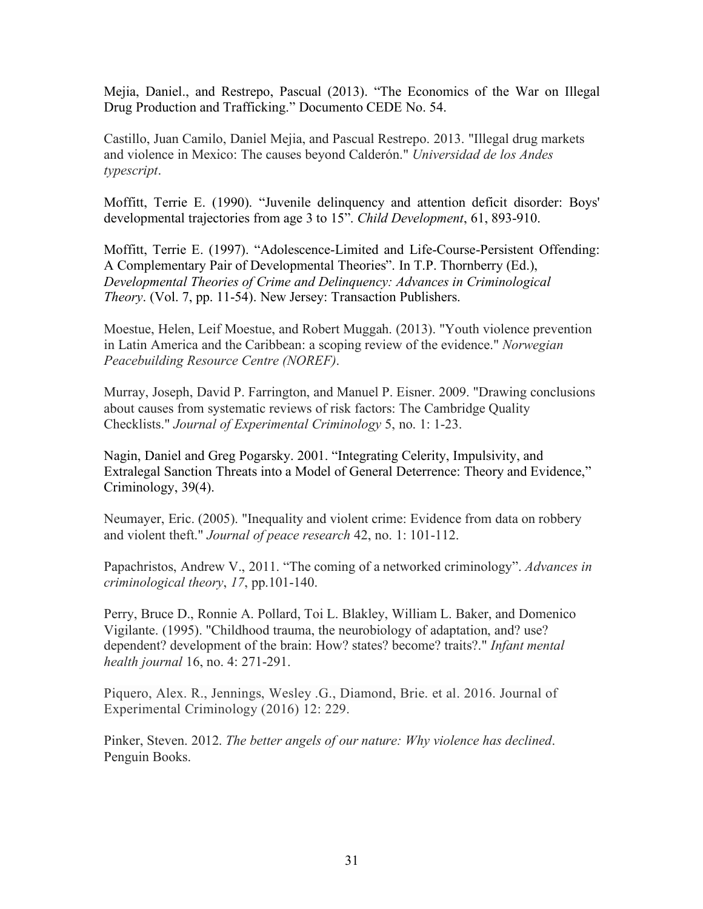Mejia, Daniel., and Restrepo, Pascual (2013). "The Economics of the War on Illegal Drug Production and Trafficking." Documento CEDE No. 54.

Castillo, Juan Camilo, Daniel Mejia, and Pascual Restrepo. 2013. "Illegal drug markets and violence in Mexico: The causes beyond Calderón." *Universidad de los Andes typescript*.

Moffitt, Terrie E. (1990). "Juvenile delinquency and attention deficit disorder: Boys' developmental trajectories from age 3 to 15". *Child Development*, 61, 893-910.

Moffitt, Terrie E. (1997). "Adolescence-Limited and Life-Course-Persistent Offending: A Complementary Pair of Developmental Theories". In T.P. Thornberry (Ed.), *Developmental Theories of Crime and Delinquency: Advances in Criminological Theory*. (Vol. 7, pp. 11-54). New Jersey: Transaction Publishers.

Moestue, Helen, Leif Moestue, and Robert Muggah. (2013). "Youth violence prevention in Latin America and the Caribbean: a scoping review of the evidence." *Norwegian Peacebuilding Resource Centre (NOREF)*.

Murray, Joseph, David P. Farrington, and Manuel P. Eisner. 2009. "Drawing conclusions about causes from systematic reviews of risk factors: The Cambridge Quality Checklists." *Journal of Experimental Criminology* 5, no. 1: 1-23.

Nagin, Daniel and Greg Pogarsky. 2001. "Integrating Celerity, Impulsivity, and Extralegal Sanction Threats into a Model of General Deterrence: Theory and Evidence," Criminology, 39(4).

Neumayer, Eric. (2005). "Inequality and violent crime: Evidence from data on robbery and violent theft." *Journal of peace research* 42, no. 1: 101-112.

Papachristos, Andrew V., 2011. "The coming of a networked criminology". *Advances in criminological theory*, *17*, pp.101-140.

Perry, Bruce D., Ronnie A. Pollard, Toi L. Blakley, William L. Baker, and Domenico Vigilante. (1995). "Childhood trauma, the neurobiology of adaptation, and? use? dependent? development of the brain: How? states? become? traits?." *Infant mental health journal* 16, no. 4: 271-291.

Piquero, Alex. R., Jennings, Wesley .G., Diamond, Brie. et al. 2016. Journal of Experimental Criminology (2016) 12: 229.

Pinker, Steven. 2012. *The better angels of our nature: Why violence has declined*. Penguin Books.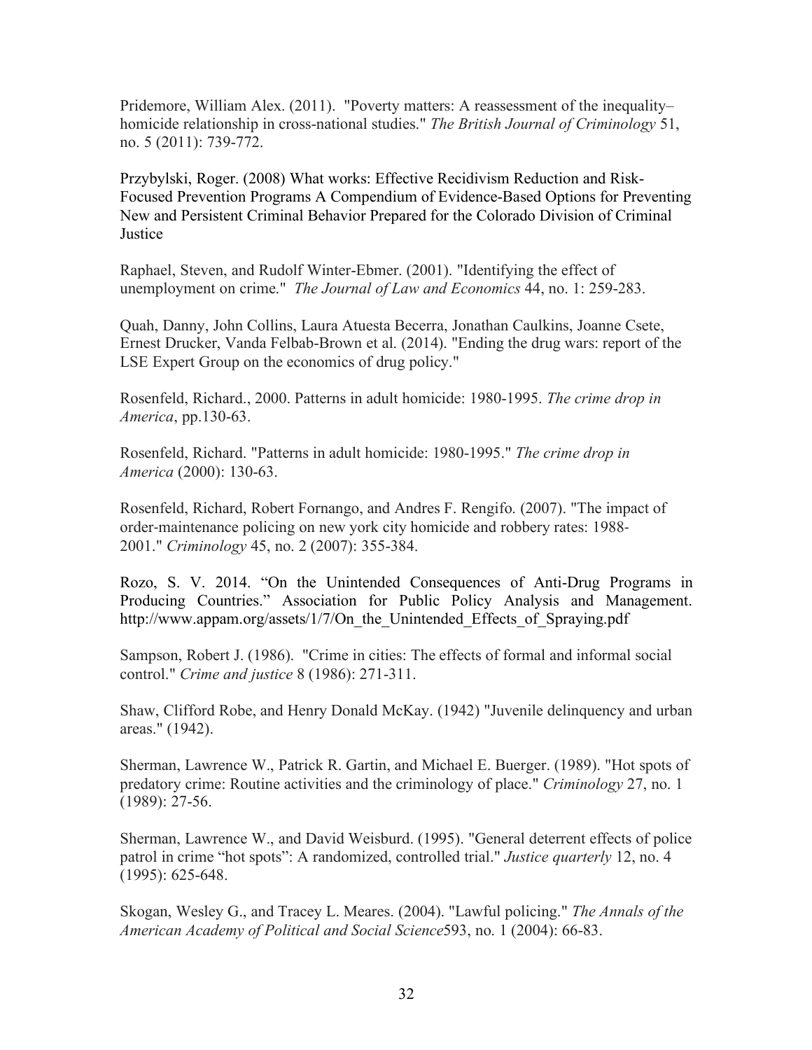Pridemore, William Alex. (2011). "Poverty matters: A reassessment of the inequality–homicide relationship in cross-national studies." *The British Journal of Criminology* 51, no. 5 (2011): 739-772.

Przybylski, Roger. (2008) What works: Effective Recidivism Reduction and Risk-Focused Prevention Programs A Compendium of Evidence-Based Options for Preventing New and Persistent Criminal Behavior Prepared for the Colorado Division of Criminal Justice

Raphael, Steven, and Rudolf Winter-Ebmer. (2001). "Identifying the effect of unemployment on crime." *The Journal of Law and Economics* 44, no. 1: 259-283.

Quah, Danny, John Collins, Laura Atuesta Becerra, Jonathan Caulkins, Joanne Csete, Ernest Drucker, Vanda Felbab-Brown et al. (2014). "Ending the drug wars: report of the LSE Expert Group on the economics of drug policy."

Rosenfeld, Richard., 2000. Patterns in adult homicide: 1980-1995. *The crime drop in America*, pp.130-63.

Rosenfeld, Richard. "Patterns in adult homicide: 1980-1995." *The crime drop in America* (2000): 130-63.

Rosenfeld, Richard, Robert Fornango, and Andres F. Rengifo. (2007). "The impact of order-maintenance policing on new york city homicide and robbery rates: 1988-2001." *Criminology* 45, no. 2 (2007): 355-384.

Rozo, S. V. 2014. "On the Unintended Consequences of Anti-Drug Programs in Producing Countries." Association for Public Policy Analysis and Management. http://www.appam.org/assets/1/7/On_the_Unintended_Effects_of_Spraying.pdf

Sampson, Robert J. (1986). "Crime in cities: The effects of formal and informal social control." *Crime and justice* 8 (1986): 271-311.

Shaw, Clifford Robe, and Henry Donald McKay. (1942) "Juvenile delinquency and urban areas." (1942).

Sherman, Lawrence W., Patrick R. Gartin, and Michael E. Buerger. (1989). "Hot spots of predatory crime: Routine activities and the criminology of place." *Criminology* 27, no. 1 (1989): 27-56.

Sherman, Lawrence W., and David Weisburd. (1995). "General deterrent effects of police patrol in crime "hot spots": A randomized, controlled trial." *Justice quarterly* 12, no. 4 (1995): 625-648.

Skogan, Wesley G., and Tracey L. Meares. (2004). "Lawful policing." *The Annals of the American Academy of Political and Social Science*593, no. 1 (2004): 66-83.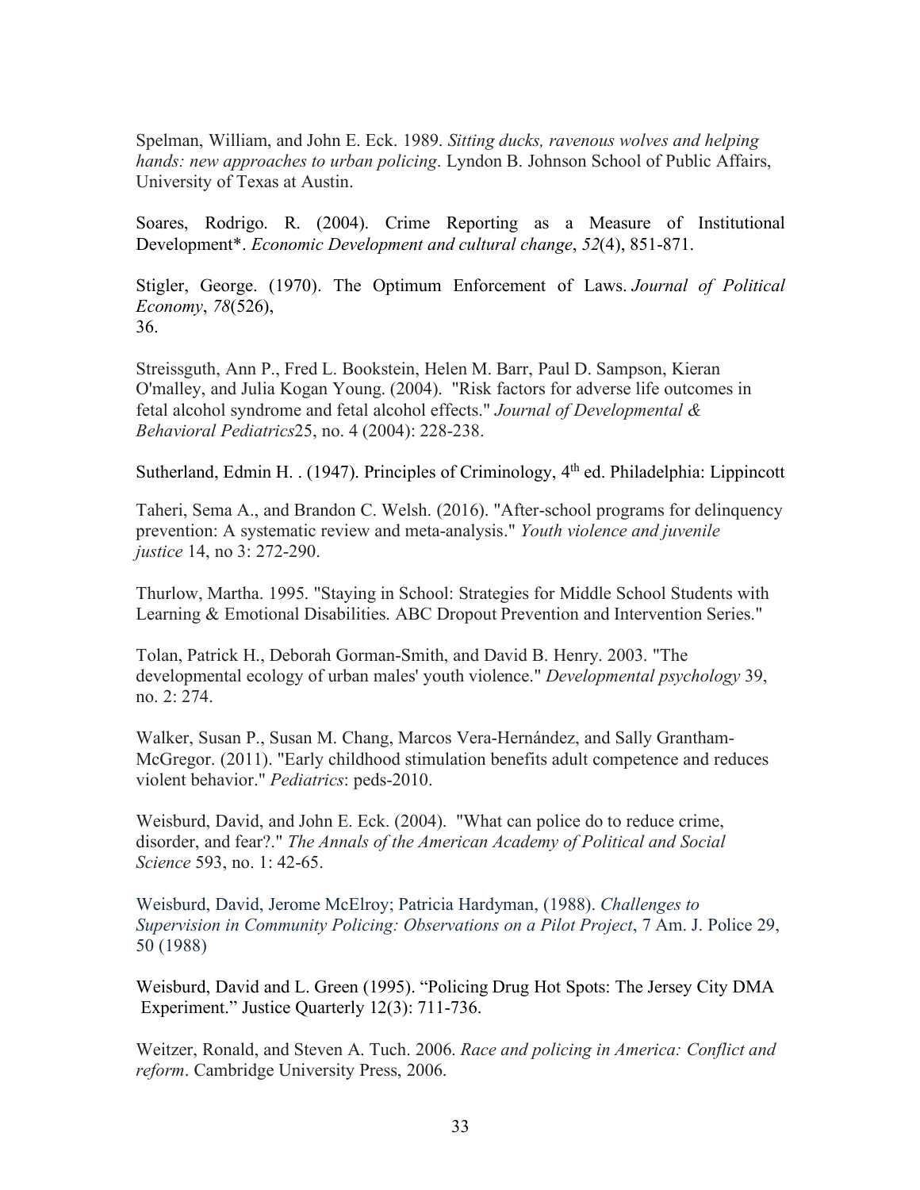Spelman, William, and John E. Eck. 1989. *Sitting ducks, ravenous wolves and helping hands: new approaches to urban policing*. Lyndon B. Johnson School of Public Affairs, University of Texas at Austin.

Soares, Rodrigo. R. (2004). Crime Reporting as a Measure of Institutional Development*. *Economic Development and cultural change*, *52*(4), 851-871.

Stigler, George. (1970). The Optimum Enforcement of Laws. *Journal of Political Economy*, *78*(526), 36.

Streissguth, Ann P., Fred L. Bookstein, Helen M. Barr, Paul D. Sampson, Kieran O'malley, and Julia Kogan Young. (2004). "Risk factors for adverse life outcomes in fetal alcohol syndrome and fetal alcohol effects." *Journal of Developmental & Behavioral Pediatrics*25, no. 4 (2004): 228-238.

Sutherland, Edmin H. . (1947). Principles of Criminology, 4th ed. Philadelphia: Lippincott

Taheri, Sema A., and Brandon C. Welsh. (2016). "After-school programs for delinquency prevention: A systematic review and meta-analysis." *Youth violence and juvenile justice* 14, no 3: 272-290.

Thurlow, Martha. 1995. "Staying in School: Strategies for Middle School Students with Learning & Emotional Disabilities. ABC Dropout Prevention and Intervention Series."

Tolan, Patrick H., Deborah Gorman-Smith, and David B. Henry. 2003. "The developmental ecology of urban males' youth violence." *Developmental psychology* 39, no. 2: 274.

Walker, Susan P., Susan M. Chang, Marcos Vera-Hernández, and Sally Grantham-McGregor. (2011). "Early childhood stimulation benefits adult competence and reduces violent behavior." *Pediatrics*: peds-2010.

Weisburd, David, and John E. Eck. (2004). "What can police do to reduce crime, disorder, and fear?." *The Annals of the American Academy of Political and Social Science* 593, no. 1: 42-65.

Weisburd, David, Jerome McElroy; Patricia Hardyman, (1988). *Challenges to Supervision in Community Policing: Observations on a Pilot Project*, 7 Am. J. Police 29, 50 (1988)

Weisburd, David and L. Green (1995). "Policing Drug Hot Spots: The Jersey City DMA Experiment." Justice Quarterly 12(3): 711-736.

Weitzer, Ronald, and Steven A. Tuch. 2006. *Race and policing in America: Conflict and reform*. Cambridge University Press, 2006.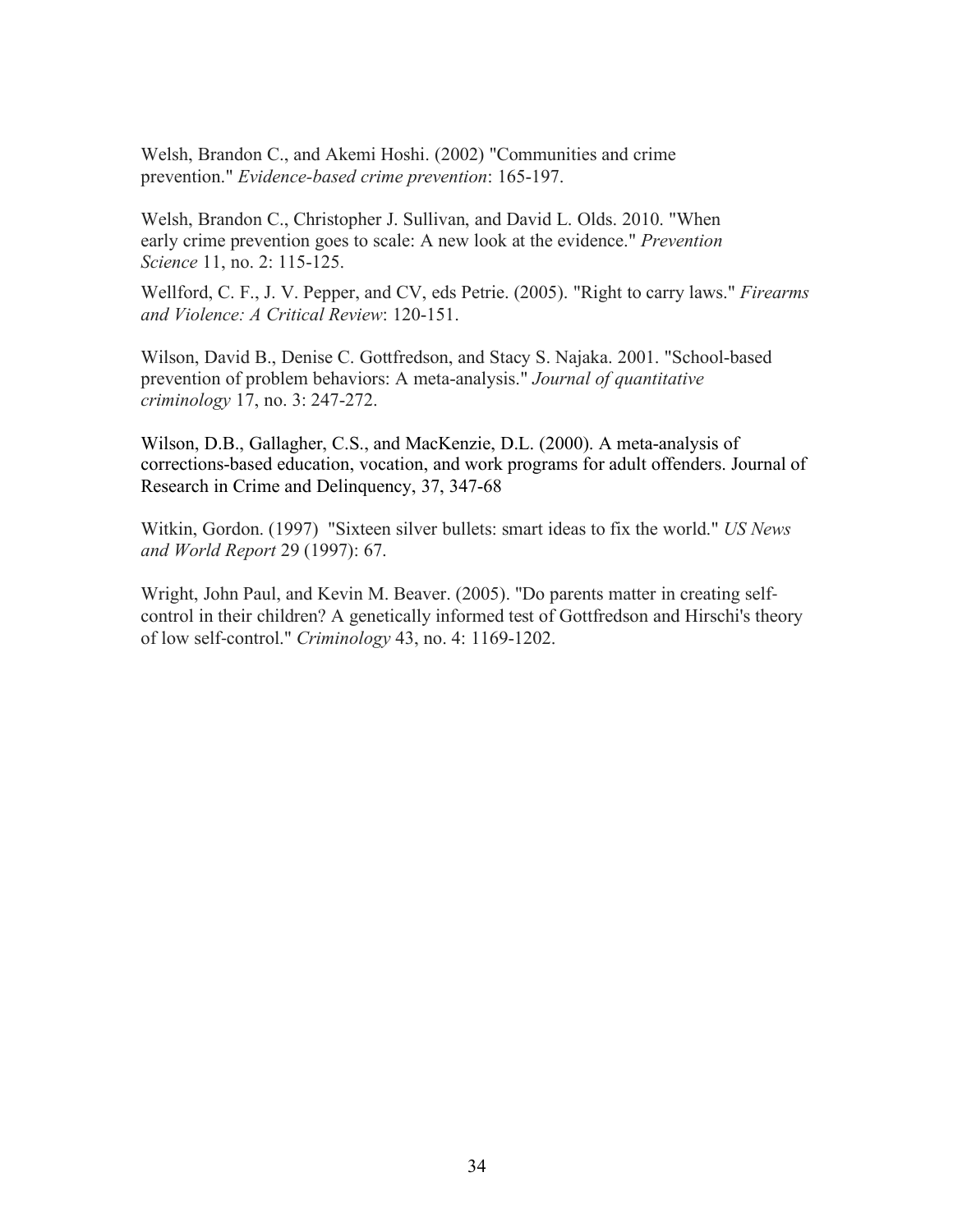Welsh, Brandon C., and Akemi Hoshi. (2002) "Communities and crime prevention." *Evidence-based crime prevention*: 165-197.

Welsh, Brandon C., Christopher J. Sullivan, and David L. Olds. 2010. "When early crime prevention goes to scale: A new look at the evidence." *Prevention Science* 11, no. 2: 115-125.

Wellford, C. F., J. V. Pepper, and CV, eds Petrie. (2005). "Right to carry laws." *Firearms and Violence: A Critical Review*: 120-151.

Wilson, David B., Denise C. Gottfredson, and Stacy S. Najaka. 2001. "School-based prevention of problem behaviors: A meta-analysis." *Journal of quantitative criminology* 17, no. 3: 247-272.

Wilson, D.B., Gallagher, C.S., and MacKenzie, D.L. (2000). A meta-analysis of corrections-based education, vocation, and work programs for adult offenders. Journal of Research in Crime and Delinquency, 37, 347-68

Witkin, Gordon. (1997) "Sixteen silver bullets: smart ideas to fix the world." *US News and World Report* 29 (1997): 67.

Wright, John Paul, and Kevin M. Beaver. (2005). "Do parents matter in creating self-control in their children? A genetically informed test of Gottfredson and Hirschi's theory of low self-control." *Criminology* 43, no. 4: 1169-1202.